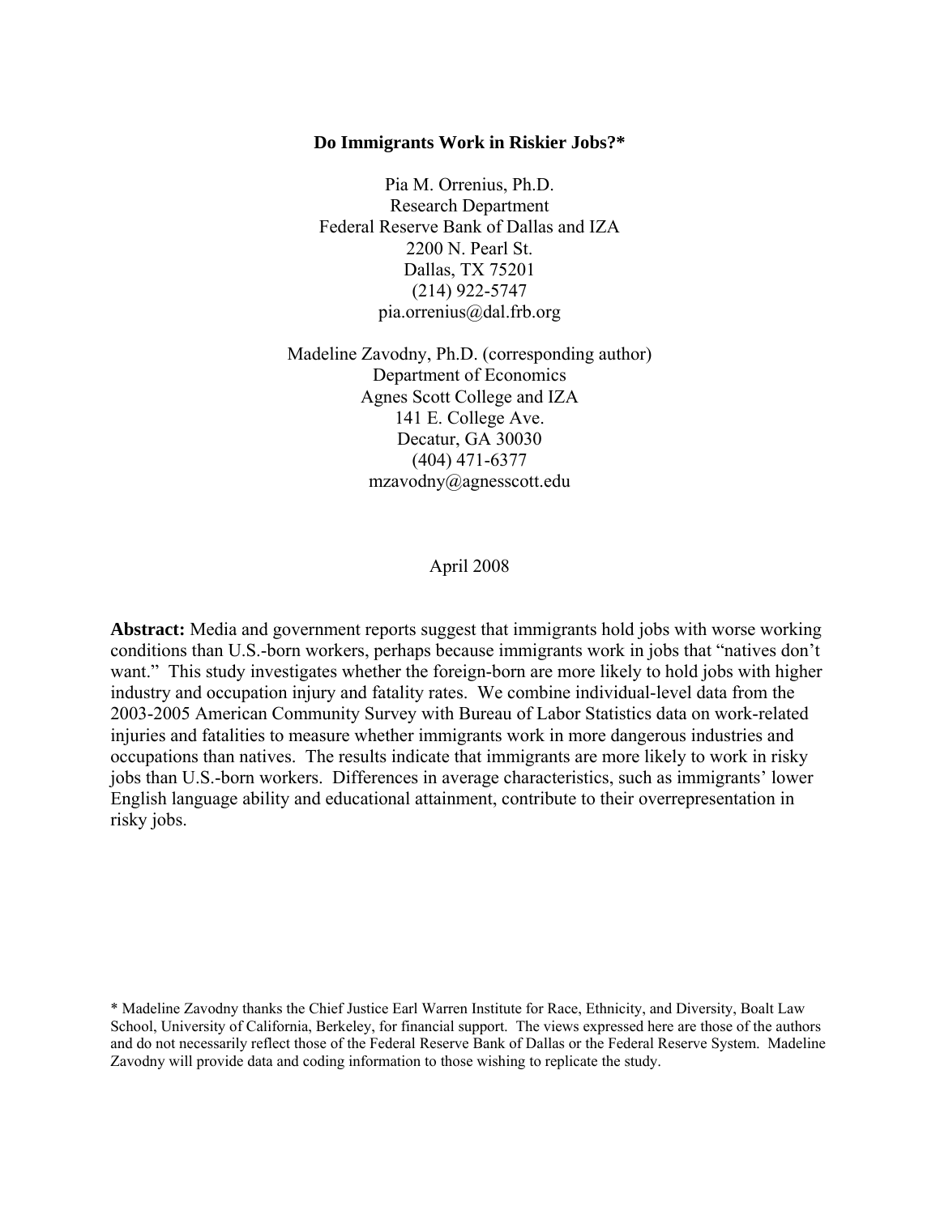# Do Immigrants Work in Riskier Jobs?*

Pia M. Orrenius, Ph.D.
Research Department
Federal Reserve Bank of Dallas and IZA
2200 N. Pearl St.
Dallas, TX 75201
(214) 922-5747
pia.orrenius@dal.frb.org

Madeline Zavodny, Ph.D. (corresponding author)
Department of Economics
Agnes Scott College and IZA
141 E. College Ave.
Decatur, GA 30030
(404) 471-6377
mzavodny@agnesscott.edu

April 2008

**Abstract:** Media and government reports suggest that immigrants hold jobs with worse working conditions than U.S.-born workers, perhaps because immigrants work in jobs that "natives don't want." This study investigates whether the foreign-born are more likely to hold jobs with higher industry and occupation injury and fatality rates. We combine individual-level data from the 2003-2005 American Community Survey with Bureau of Labor Statistics data on work-related injuries and fatalities to measure whether immigrants work in more dangerous industries and occupations than natives. The results indicate that immigrants are more likely to work in risky jobs than U.S.-born workers. Differences in average characteristics, such as immigrants' lower English language ability and educational attainment, contribute to their overrepresentation in risky jobs.

\* Madeline Zavodny thanks the Chief Justice Earl Warren Institute for Race, Ethnicity, and Diversity, Boalt Law School, University of California, Berkeley, for financial support. The views expressed here are those of the authors and do not necessarily reflect those of the Federal Reserve Bank of Dallas or the Federal Reserve System. Madeline Zavodny will provide data and coding information to those wishing to replicate the study.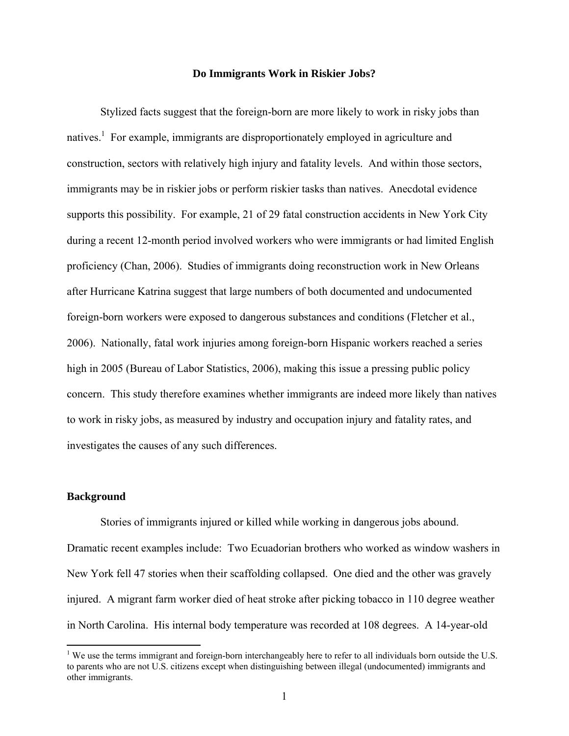**Do Immigrants Work in Riskier Jobs?**

Stylized facts suggest that the foreign-born are more likely to work in risky jobs than natives.[1] For example, immigrants are disproportionately employed in agriculture and construction, sectors with relatively high injury and fatality levels. And within those sectors, immigrants may be in riskier jobs or perform riskier tasks than natives. Anecdotal evidence supports this possibility. For example, 21 of 29 fatal construction accidents in New York City during a recent 12-month period involved workers who were immigrants or had limited English proficiency (Chan, 2006). Studies of immigrants doing reconstruction work in New Orleans after Hurricane Katrina suggest that large numbers of both documented and undocumented foreign-born workers were exposed to dangerous substances and conditions (Fletcher et al., 2006). Nationally, fatal work injuries among foreign-born Hispanic workers reached a series high in 2005 (Bureau of Labor Statistics, 2006), making this issue a pressing public policy concern. This study therefore examines whether immigrants are indeed more likely than natives to work in risky jobs, as measured by industry and occupation injury and fatality rates, and investigates the causes of any such differences.

## Background

Stories of immigrants injured or killed while working in dangerous jobs abound. Dramatic recent examples include: Two Ecuadorian brothers who worked as window washers in New York fell 47 stories when their scaffolding collapsed. One died and the other was gravely injured. A migrant farm worker died of heat stroke after picking tobacco in 110 degree weather in North Carolina. His internal body temperature was recorded at 108 degrees. A 14-year-old

[1] We use the terms immigrant and foreign-born interchangeably here to refer to all individuals born outside the U.S. to parents who are not U.S. citizens except when distinguishing between illegal (undocumented) immigrants and other immigrants.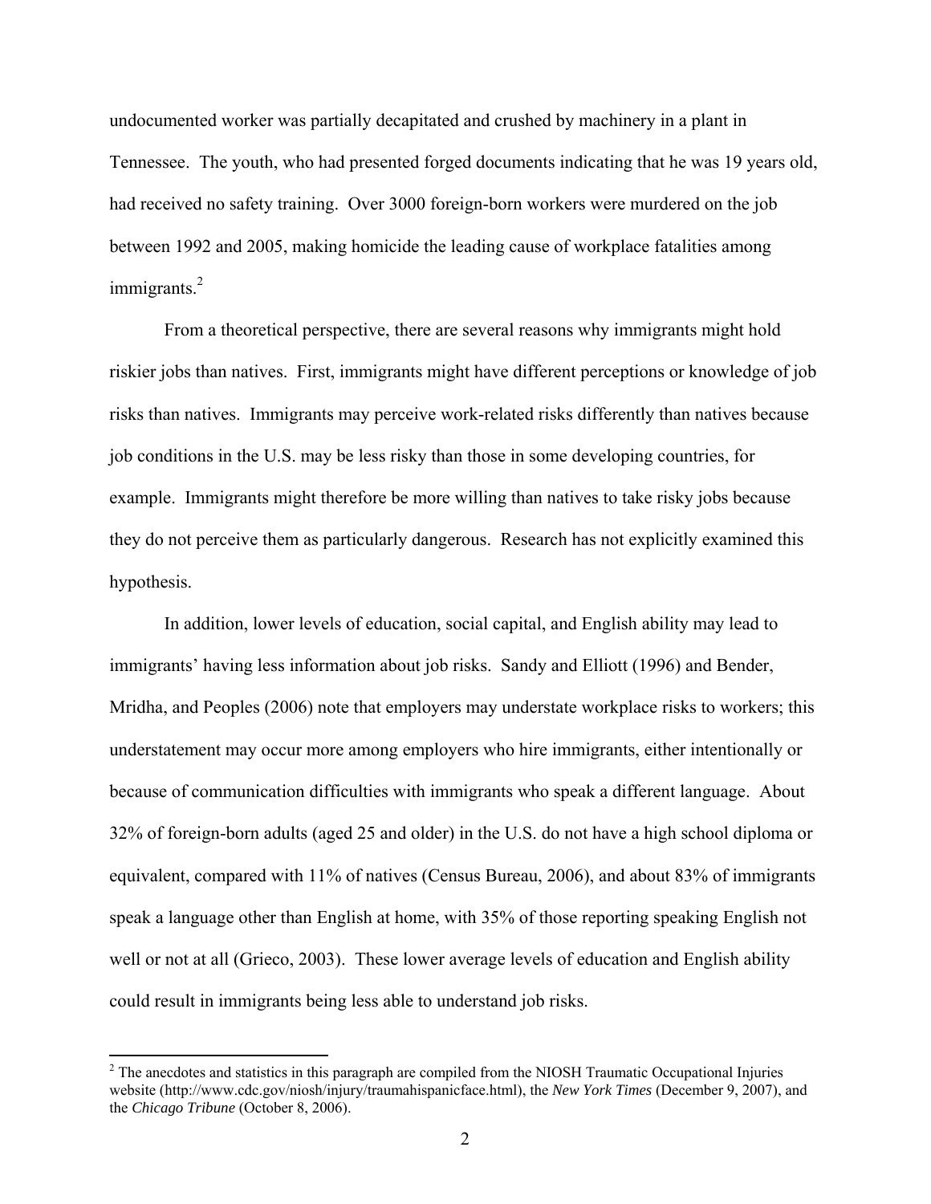undocumented worker was partially decapitated and crushed by machinery in a plant in Tennessee. The youth, who had presented forged documents indicating that he was 19 years old, had received no safety training. Over 3000 foreign-born workers were murdered on the job between 1992 and 2005, making homicide the leading cause of workplace fatalities among immigrants.[2]

From a theoretical perspective, there are several reasons why immigrants might hold riskier jobs than natives. First, immigrants might have different perceptions or knowledge of job risks than natives. Immigrants may perceive work-related risks differently than natives because job conditions in the U.S. may be less risky than those in some developing countries, for example. Immigrants might therefore be more willing than natives to take risky jobs because they do not perceive them as particularly dangerous. Research has not explicitly examined this hypothesis.

In addition, lower levels of education, social capital, and English ability may lead to immigrants' having less information about job risks. Sandy and Elliott (1996) and Bender, Mridha, and Peoples (2006) note that employers may understate workplace risks to workers; this understatement may occur more among employers who hire immigrants, either intentionally or because of communication difficulties with immigrants who speak a different language. About 32% of foreign-born adults (aged 25 and older) in the U.S. do not have a high school diploma or equivalent, compared with 11% of natives (Census Bureau, 2006), and about 83% of immigrants speak a language other than English at home, with 35% of those reporting speaking English not well or not at all (Grieco, 2003). These lower average levels of education and English ability could result in immigrants being less able to understand job risks.

[2] The anecdotes and statistics in this paragraph are compiled from the NIOSH Traumatic Occupational Injuries website (http://www.cdc.gov/niosh/injury/traumahispanicface.html), the *New York Times* (December 9, 2007), and the *Chicago Tribune* (October 8, 2006).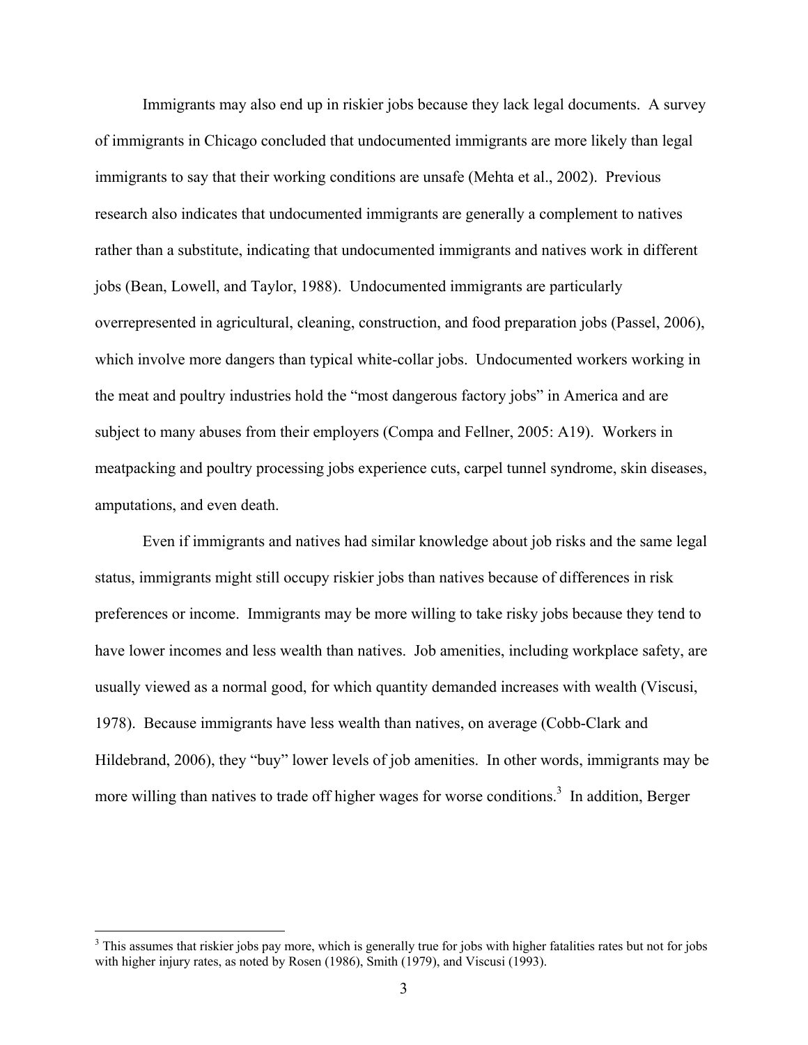Immigrants may also end up in riskier jobs because they lack legal documents. A survey of immigrants in Chicago concluded that undocumented immigrants are more likely than legal immigrants to say that their working conditions are unsafe (Mehta et al., 2002). Previous research also indicates that undocumented immigrants are generally a complement to natives rather than a substitute, indicating that undocumented immigrants and natives work in different jobs (Bean, Lowell, and Taylor, 1988). Undocumented immigrants are particularly overrepresented in agricultural, cleaning, construction, and food preparation jobs (Passel, 2006), which involve more dangers than typical white-collar jobs. Undocumented workers working in the meat and poultry industries hold the "most dangerous factory jobs" in America and are subject to many abuses from their employers (Compa and Fellner, 2005: A19). Workers in meatpacking and poultry processing jobs experience cuts, carpel tunnel syndrome, skin diseases, amputations, and even death.

Even if immigrants and natives had similar knowledge about job risks and the same legal status, immigrants might still occupy riskier jobs than natives because of differences in risk preferences or income. Immigrants may be more willing to take risky jobs because they tend to have lower incomes and less wealth than natives. Job amenities, including workplace safety, are usually viewed as a normal good, for which quantity demanded increases with wealth (Viscusi, 1978). Because immigrants have less wealth than natives, on average (Cobb-Clark and Hildebrand, 2006), they "buy" lower levels of job amenities. In other words, immigrants may be more willing than natives to trade off higher wages for worse conditions.[3] In addition, Berger

[3] This assumes that riskier jobs pay more, which is generally true for jobs with higher fatalities rates but not for jobs with higher injury rates, as noted by Rosen (1986), Smith (1979), and Viscusi (1993).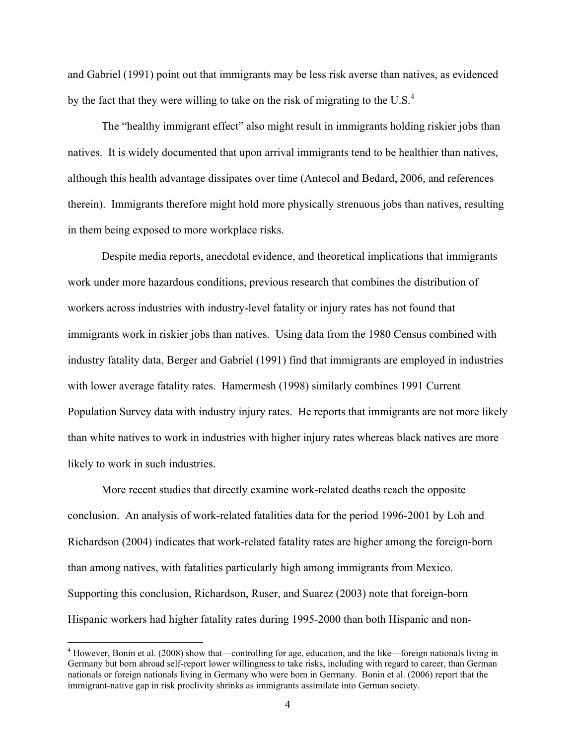and Gabriel (1991) point out that immigrants may be less risk averse than natives, as evidenced by the fact that they were willing to take on the risk of migrating to the U.S.[4]

The "healthy immigrant effect" also might result in immigrants holding riskier jobs than natives. It is widely documented that upon arrival immigrants tend to be healthier than natives, although this health advantage dissipates over time (Antecol and Bedard, 2006, and references therein). Immigrants therefore might hold more physically strenuous jobs than natives, resulting in them being exposed to more workplace risks.

Despite media reports, anecdotal evidence, and theoretical implications that immigrants work under more hazardous conditions, previous research that combines the distribution of workers across industries with industry-level fatality or injury rates has not found that immigrants work in riskier jobs than natives. Using data from the 1980 Census combined with industry fatality data, Berger and Gabriel (1991) find that immigrants are employed in industries with lower average fatality rates. Hamermesh (1998) similarly combines 1991 Current Population Survey data with industry injury rates. He reports that immigrants are not more likely than white natives to work in industries with higher injury rates whereas black natives are more likely to work in such industries.

More recent studies that directly examine work-related deaths reach the opposite conclusion. An analysis of work-related fatalities data for the period 1996-2001 by Loh and Richardson (2004) indicates that work-related fatality rates are higher among the foreign-born than among natives, with fatalities particularly high among immigrants from Mexico. Supporting this conclusion, Richardson, Ruser, and Suarez (2003) note that foreign-born Hispanic workers had higher fatality rates during 1995-2000 than both Hispanic and non-

---

[4] However, Bonin et al. (2008) show that—controlling for age, education, and the like—foreign nationals living in Germany but born abroad self-report lower willingness to take risks, including with regard to career, than German nationals or foreign nationals living in Germany who were born in Germany. Bonin et al. (2006) report that the immigrant-native gap in risk proclivity shrinks as immigrants assimilate into German society.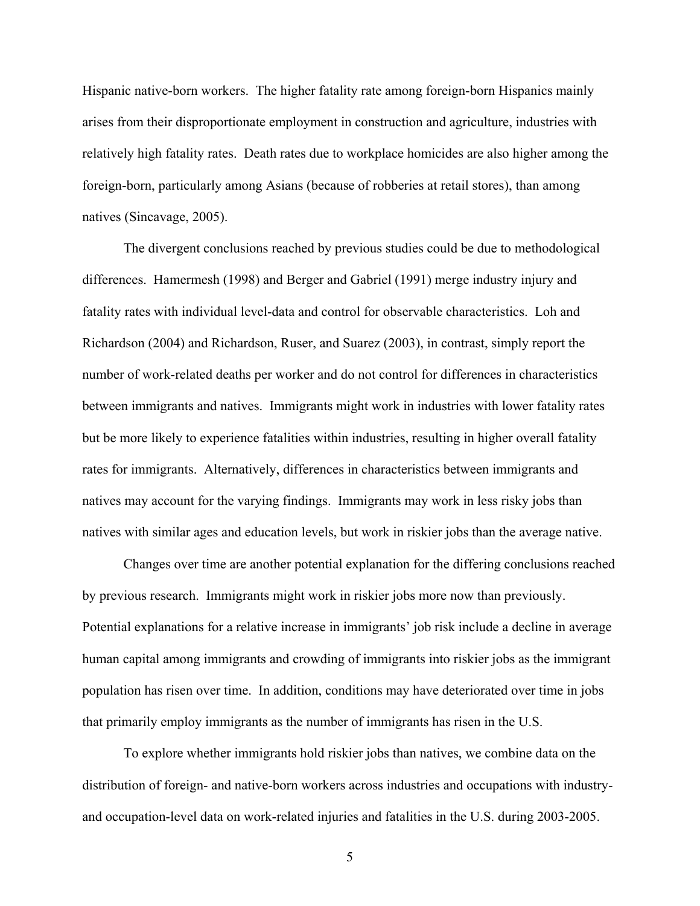Hispanic native-born workers. The higher fatality rate among foreign-born Hispanics mainly arises from their disproportionate employment in construction and agriculture, industries with relatively high fatality rates. Death rates due to workplace homicides are also higher among the foreign-born, particularly among Asians (because of robberies at retail stores), than among natives (Sincavage, 2005).

The divergent conclusions reached by previous studies could be due to methodological differences. Hamermesh (1998) and Berger and Gabriel (1991) merge industry injury and fatality rates with individual level-data and control for observable characteristics. Loh and Richardson (2004) and Richardson, Ruser, and Suarez (2003), in contrast, simply report the number of work-related deaths per worker and do not control for differences in characteristics between immigrants and natives. Immigrants might work in industries with lower fatality rates but be more likely to experience fatalities within industries, resulting in higher overall fatality rates for immigrants. Alternatively, differences in characteristics between immigrants and natives may account for the varying findings. Immigrants may work in less risky jobs than natives with similar ages and education levels, but work in riskier jobs than the average native.

Changes over time are another potential explanation for the differing conclusions reached by previous research. Immigrants might work in riskier jobs more now than previously. Potential explanations for a relative increase in immigrants' job risk include a decline in average human capital among immigrants and crowding of immigrants into riskier jobs as the immigrant population has risen over time. In addition, conditions may have deteriorated over time in jobs that primarily employ immigrants as the number of immigrants has risen in the U.S.

To explore whether immigrants hold riskier jobs than natives, we combine data on the distribution of foreign- and native-born workers across industries and occupations with industry- and occupation-level data on work-related injuries and fatalities in the U.S. during 2003-2005.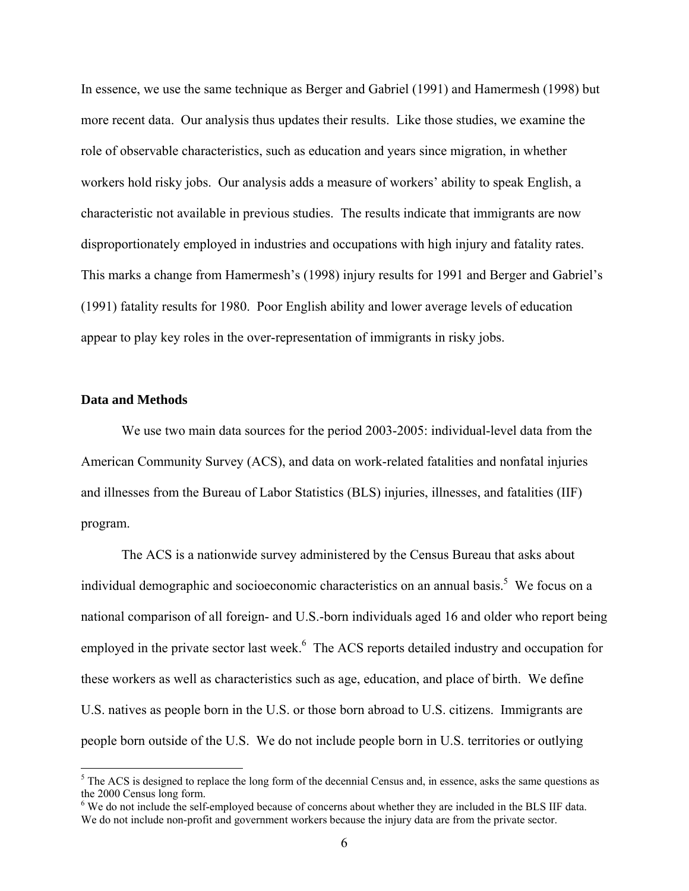In essence, we use the same technique as Berger and Gabriel (1991) and Hamermesh (1998) but more recent data. Our analysis thus updates their results. Like those studies, we examine the role of observable characteristics, such as education and years since migration, in whether workers hold risky jobs. Our analysis adds a measure of workers' ability to speak English, a characteristic not available in previous studies. The results indicate that immigrants are now disproportionately employed in industries and occupations with high injury and fatality rates. This marks a change from Hamermesh's (1998) injury results for 1991 and Berger and Gabriel's (1991) fatality results for 1980. Poor English ability and lower average levels of education appear to play key roles in the over-representation of immigrants in risky jobs.

## Data and Methods

We use two main data sources for the period 2003-2005: individual-level data from the American Community Survey (ACS), and data on work-related fatalities and nonfatal injuries and illnesses from the Bureau of Labor Statistics (BLS) injuries, illnesses, and fatalities (IIF) program.

The ACS is a nationwide survey administered by the Census Bureau that asks about individual demographic and socioeconomic characteristics on an annual basis.[5] We focus on a national comparison of all foreign- and U.S.-born individuals aged 16 and older who report being employed in the private sector last week.[6] The ACS reports detailed industry and occupation for these workers as well as characteristics such as age, education, and place of birth. We define U.S. natives as people born in the U.S. or those born abroad to U.S. citizens. Immigrants are people born outside of the U.S. We do not include people born in U.S. territories or outlying

[5] The ACS is designed to replace the long form of the decennial Census and, in essence, asks the same questions as the 2000 Census long form.

[6] We do not include the self-employed because of concerns about whether they are included in the BLS IIF data. We do not include non-profit and government workers because the injury data are from the private sector.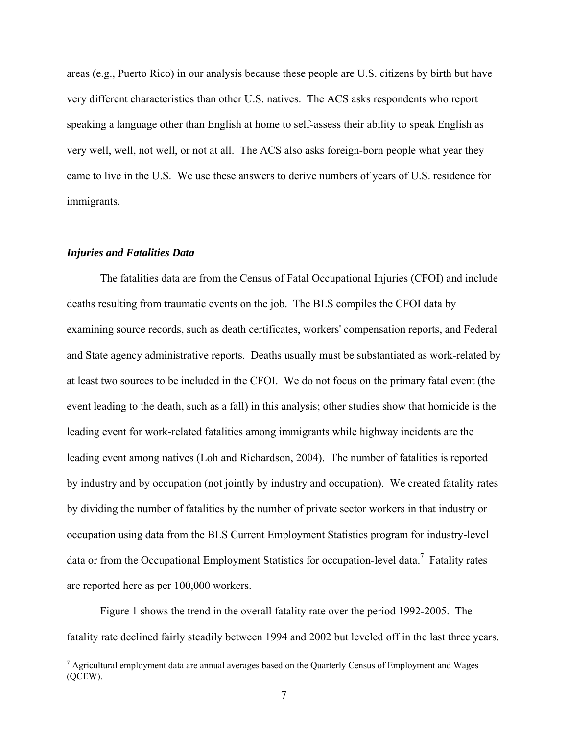areas (e.g., Puerto Rico) in our analysis because these people are U.S. citizens by birth but have very different characteristics than other U.S. natives. The ACS asks respondents who report speaking a language other than English at home to self-assess their ability to speak English as very well, well, not well, or not at all. The ACS also asks foreign-born people what year they came to live in the U.S. We use these answers to derive numbers of years of U.S. residence for immigrants.

### *Injuries and Fatalities Data*

The fatalities data are from the Census of Fatal Occupational Injuries (CFOI) and include deaths resulting from traumatic events on the job. The BLS compiles the CFOI data by examining source records, such as death certificates, workers' compensation reports, and Federal and State agency administrative reports. Deaths usually must be substantiated as work-related by at least two sources to be included in the CFOI. We do not focus on the primary fatal event (the event leading to the death, such as a fall) in this analysis; other studies show that homicide is the leading event for work-related fatalities among immigrants while highway incidents are the leading event among natives (Loh and Richardson, 2004). The number of fatalities is reported by industry and by occupation (not jointly by industry and occupation). We created fatality rates by dividing the number of fatalities by the number of private sector workers in that industry or occupation using data from the BLS Current Employment Statistics program for industry-level data or from the Occupational Employment Statistics for occupation-level data.[7] Fatality rates are reported here as per 100,000 workers.

Figure 1 shows the trend in the overall fatality rate over the period 1992-2005. The fatality rate declined fairly steadily between 1994 and 2002 but leveled off in the last three years.

[7] Agricultural employment data are annual averages based on the Quarterly Census of Employment and Wages (QCEW).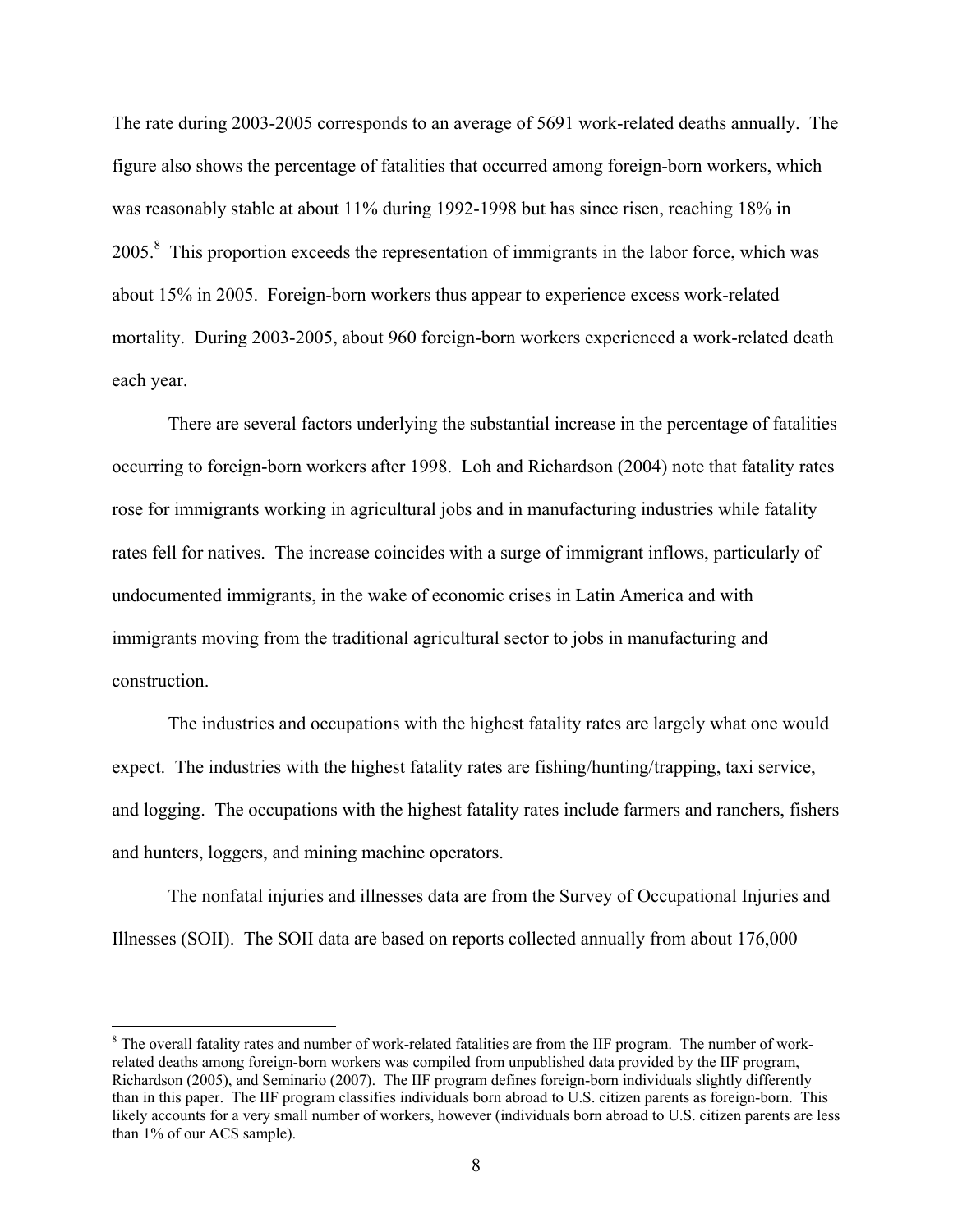The rate during 2003-2005 corresponds to an average of 5691 work-related deaths annually. The figure also shows the percentage of fatalities that occurred among foreign-born workers, which was reasonably stable at about 11% during 1992-1998 but has since risen, reaching 18% in 2005.[8] This proportion exceeds the representation of immigrants in the labor force, which was about 15% in 2005. Foreign-born workers thus appear to experience excess work-related mortality. During 2003-2005, about 960 foreign-born workers experienced a work-related death each year.

There are several factors underlying the substantial increase in the percentage of fatalities occurring to foreign-born workers after 1998. Loh and Richardson (2004) note that fatality rates rose for immigrants working in agricultural jobs and in manufacturing industries while fatality rates fell for natives. The increase coincides with a surge of immigrant inflows, particularly of undocumented immigrants, in the wake of economic crises in Latin America and with immigrants moving from the traditional agricultural sector to jobs in manufacturing and construction.

The industries and occupations with the highest fatality rates are largely what one would expect. The industries with the highest fatality rates are fishing/hunting/trapping, taxi service, and logging. The occupations with the highest fatality rates include farmers and ranchers, fishers and hunters, loggers, and mining machine operators.

The nonfatal injuries and illnesses data are from the Survey of Occupational Injuries and Illnesses (SOII). The SOII data are based on reports collected annually from about 176,000

---

[8] The overall fatality rates and number of work-related fatalities are from the IIF program. The number of work-related deaths among foreign-born workers was compiled from unpublished data provided by the IIF program, Richardson (2005), and Seminario (2007). The IIF program defines foreign-born individuals slightly differently than in this paper. The IIF program classifies individuals born abroad to U.S. citizen parents as foreign-born. This likely accounts for a very small number of workers, however (individuals born abroad to U.S. citizen parents are less than 1% of our ACS sample).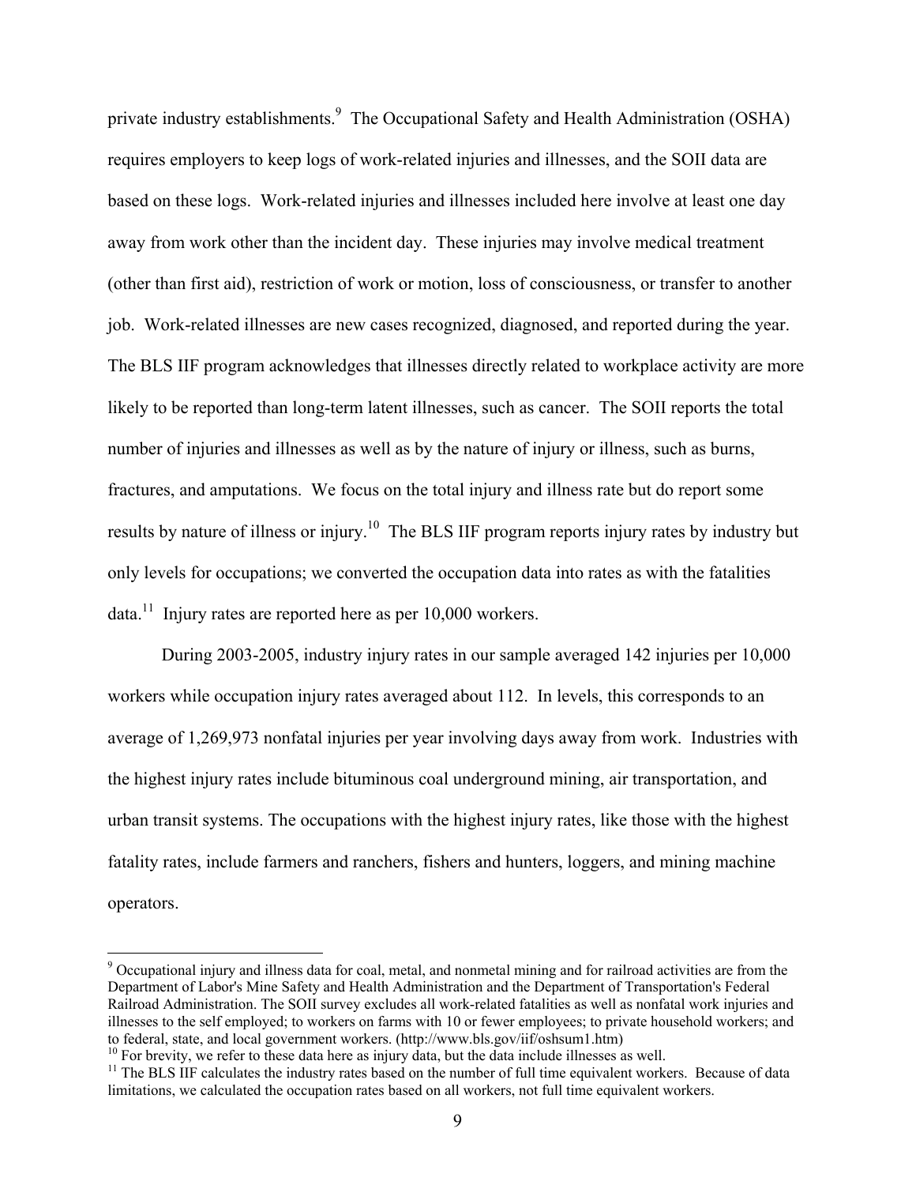private industry establishments.[9] The Occupational Safety and Health Administration (OSHA) requires employers to keep logs of work-related injuries and illnesses, and the SOII data are based on these logs. Work-related injuries and illnesses included here involve at least one day away from work other than the incident day. These injuries may involve medical treatment (other than first aid), restriction of work or motion, loss of consciousness, or transfer to another job. Work-related illnesses are new cases recognized, diagnosed, and reported during the year. The BLS IIF program acknowledges that illnesses directly related to workplace activity are more likely to be reported than long-term latent illnesses, such as cancer. The SOII reports the total number of injuries and illnesses as well as by the nature of injury or illness, such as burns, fractures, and amputations. We focus on the total injury and illness rate but do report some results by nature of illness or injury.[10] The BLS IIF program reports injury rates by industry but only levels for occupations; we converted the occupation data into rates as with the fatalities data.[11] Injury rates are reported here as per 10,000 workers.

During 2003-2005, industry injury rates in our sample averaged 142 injuries per 10,000 workers while occupation injury rates averaged about 112. In levels, this corresponds to an average of 1,269,973 nonfatal injuries per year involving days away from work. Industries with the highest injury rates include bituminous coal underground mining, air transportation, and urban transit systems. The occupations with the highest injury rates, like those with the highest fatality rates, include farmers and ranchers, fishers and hunters, loggers, and mining machine operators.

---

[9] Occupational injury and illness data for coal, metal, and nonmetal mining and for railroad activities are from the Department of Labor's Mine Safety and Health Administration and the Department of Transportation's Federal Railroad Administration. The SOII survey excludes all work-related fatalities as well as nonfatal work injuries and illnesses to the self employed; to workers on farms with 10 or fewer employees; to private household workers; and to federal, state, and local government workers. (http://www.bls.gov/iif/oshsum1.htm)

[10] For brevity, we refer to these data here as injury data, but the data include illnesses as well.

[11] The BLS IIF calculates the industry rates based on the number of full time equivalent workers. Because of data limitations, we calculated the occupation rates based on all workers, not full time equivalent workers.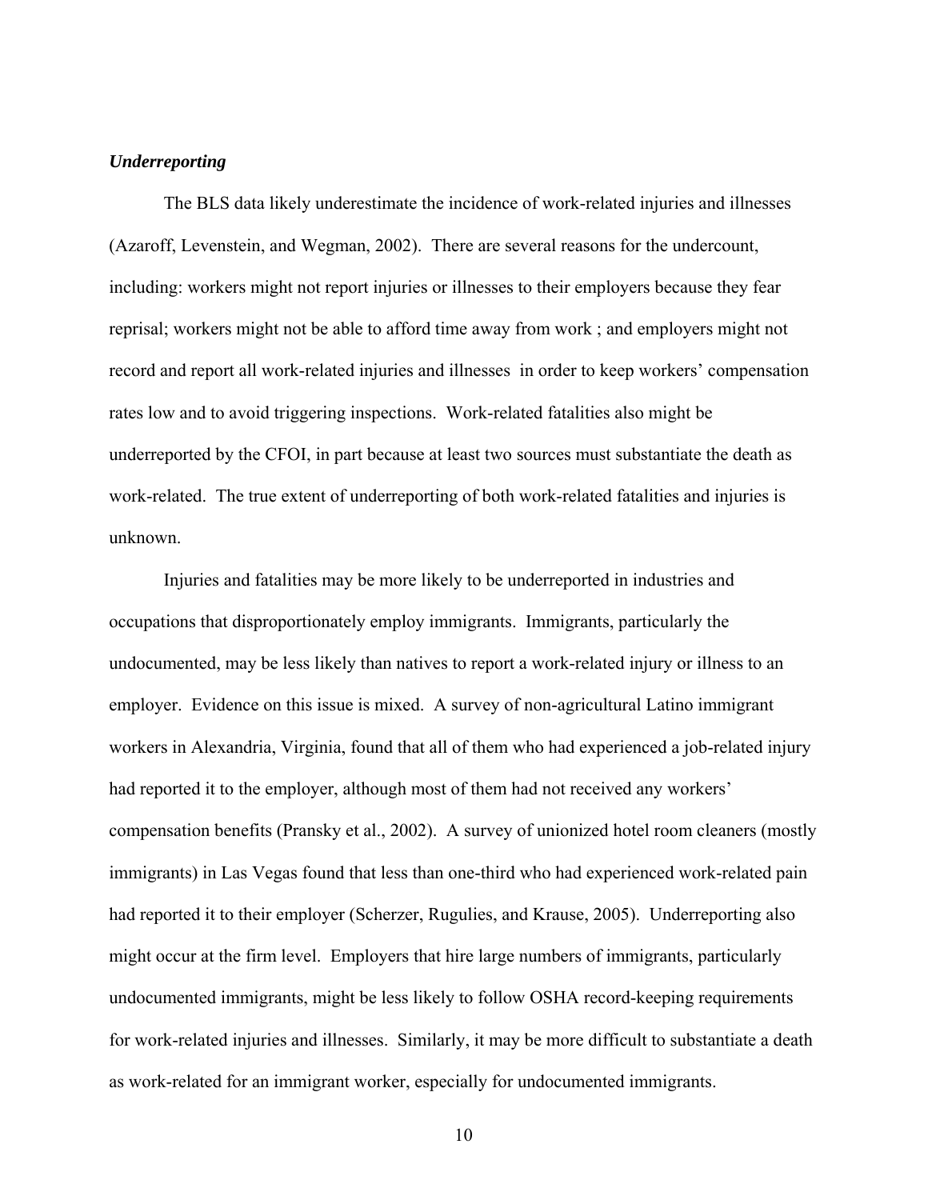***Underreporting***

The BLS data likely underestimate the incidence of work-related injuries and illnesses (Azaroff, Levenstein, and Wegman, 2002). There are several reasons for the undercount, including: workers might not report injuries or illnesses to their employers because they fear reprisal; workers might not be able to afford time away from work ; and employers might not record and report all work-related injuries and illnesses in order to keep workers' compensation rates low and to avoid triggering inspections. Work-related fatalities also might be underreported by the CFOI, in part because at least two sources must substantiate the death as work-related. The true extent of underreporting of both work-related fatalities and injuries is unknown.

Injuries and fatalities may be more likely to be underreported in industries and occupations that disproportionately employ immigrants. Immigrants, particularly the undocumented, may be less likely than natives to report a work-related injury or illness to an employer. Evidence on this issue is mixed. A survey of non-agricultural Latino immigrant workers in Alexandria, Virginia, found that all of them who had experienced a job-related injury had reported it to the employer, although most of them had not received any workers' compensation benefits (Pransky et al., 2002). A survey of unionized hotel room cleaners (mostly immigrants) in Las Vegas found that less than one-third who had experienced work-related pain had reported it to their employer (Scherzer, Rugulies, and Krause, 2005). Underreporting also might occur at the firm level. Employers that hire large numbers of immigrants, particularly undocumented immigrants, might be less likely to follow OSHA record-keeping requirements for work-related injuries and illnesses. Similarly, it may be more difficult to substantiate a death as work-related for an immigrant worker, especially for undocumented immigrants.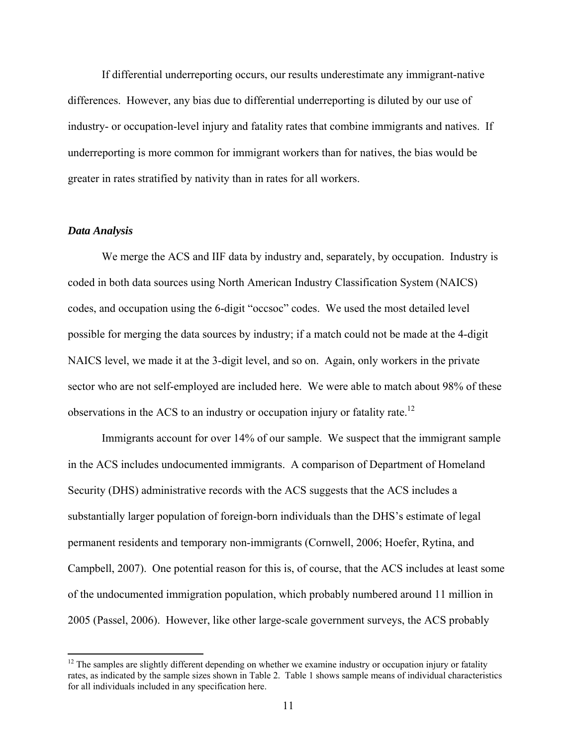If differential underreporting occurs, our results underestimate any immigrant-native differences. However, any bias due to differential underreporting is diluted by our use of industry- or occupation-level injury and fatality rates that combine immigrants and natives. If underreporting is more common for immigrant workers than for natives, the bias would be greater in rates stratified by nativity than in rates for all workers.

### *Data Analysis*

We merge the ACS and IIF data by industry and, separately, by occupation. Industry is coded in both data sources using North American Industry Classification System (NAICS) codes, and occupation using the 6-digit "occsoc" codes. We used the most detailed level possible for merging the data sources by industry; if a match could not be made at the 4-digit NAICS level, we made it at the 3-digit level, and so on. Again, only workers in the private sector who are not self-employed are included here. We were able to match about 98% of these observations in the ACS to an industry or occupation injury or fatality rate.[12]

Immigrants account for over 14% of our sample. We suspect that the immigrant sample in the ACS includes undocumented immigrants. A comparison of Department of Homeland Security (DHS) administrative records with the ACS suggests that the ACS includes a substantially larger population of foreign-born individuals than the DHS's estimate of legal permanent residents and temporary non-immigrants (Cornwell, 2006; Hoefer, Rytina, and Campbell, 2007). One potential reason for this is, of course, that the ACS includes at least some of the undocumented immigration population, which probably numbered around 11 million in 2005 (Passel, 2006). However, like other large-scale government surveys, the ACS probably

[12] The samples are slightly different depending on whether we examine industry or occupation injury or fatality rates, as indicated by the sample sizes shown in Table 2. Table 1 shows sample means of individual characteristics for all individuals included in any specification here.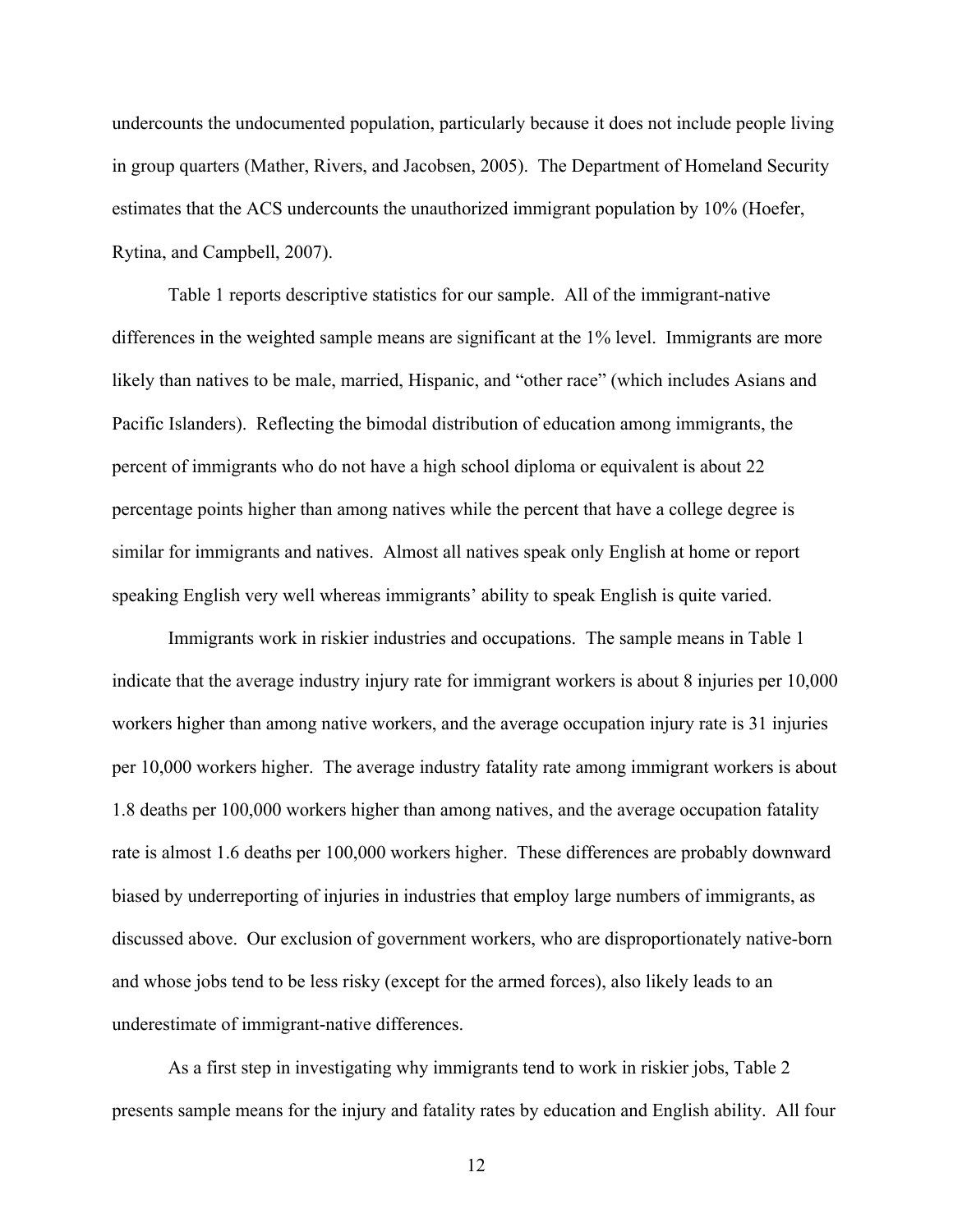undercounts the undocumented population, particularly because it does not include people living in group quarters (Mather, Rivers, and Jacobsen, 2005). The Department of Homeland Security estimates that the ACS undercounts the unauthorized immigrant population by 10% (Hoefer, Rytina, and Campbell, 2007).

Table 1 reports descriptive statistics for our sample. All of the immigrant-native differences in the weighted sample means are significant at the 1% level. Immigrants are more likely than natives to be male, married, Hispanic, and "other race" (which includes Asians and Pacific Islanders). Reflecting the bimodal distribution of education among immigrants, the percent of immigrants who do not have a high school diploma or equivalent is about 22 percentage points higher than among natives while the percent that have a college degree is similar for immigrants and natives. Almost all natives speak only English at home or report speaking English very well whereas immigrants' ability to speak English is quite varied.

Immigrants work in riskier industries and occupations. The sample means in Table 1 indicate that the average industry injury rate for immigrant workers is about 8 injuries per 10,000 workers higher than among native workers, and the average occupation injury rate is 31 injuries per 10,000 workers higher. The average industry fatality rate among immigrant workers is about 1.8 deaths per 100,000 workers higher than among natives, and the average occupation fatality rate is almost 1.6 deaths per 100,000 workers higher. These differences are probably downward biased by underreporting of injuries in industries that employ large numbers of immigrants, as discussed above. Our exclusion of government workers, who are disproportionately native-born and whose jobs tend to be less risky (except for the armed forces), also likely leads to an underestimate of immigrant-native differences.

As a first step in investigating why immigrants tend to work in riskier jobs, Table 2 presents sample means for the injury and fatality rates by education and English ability. All four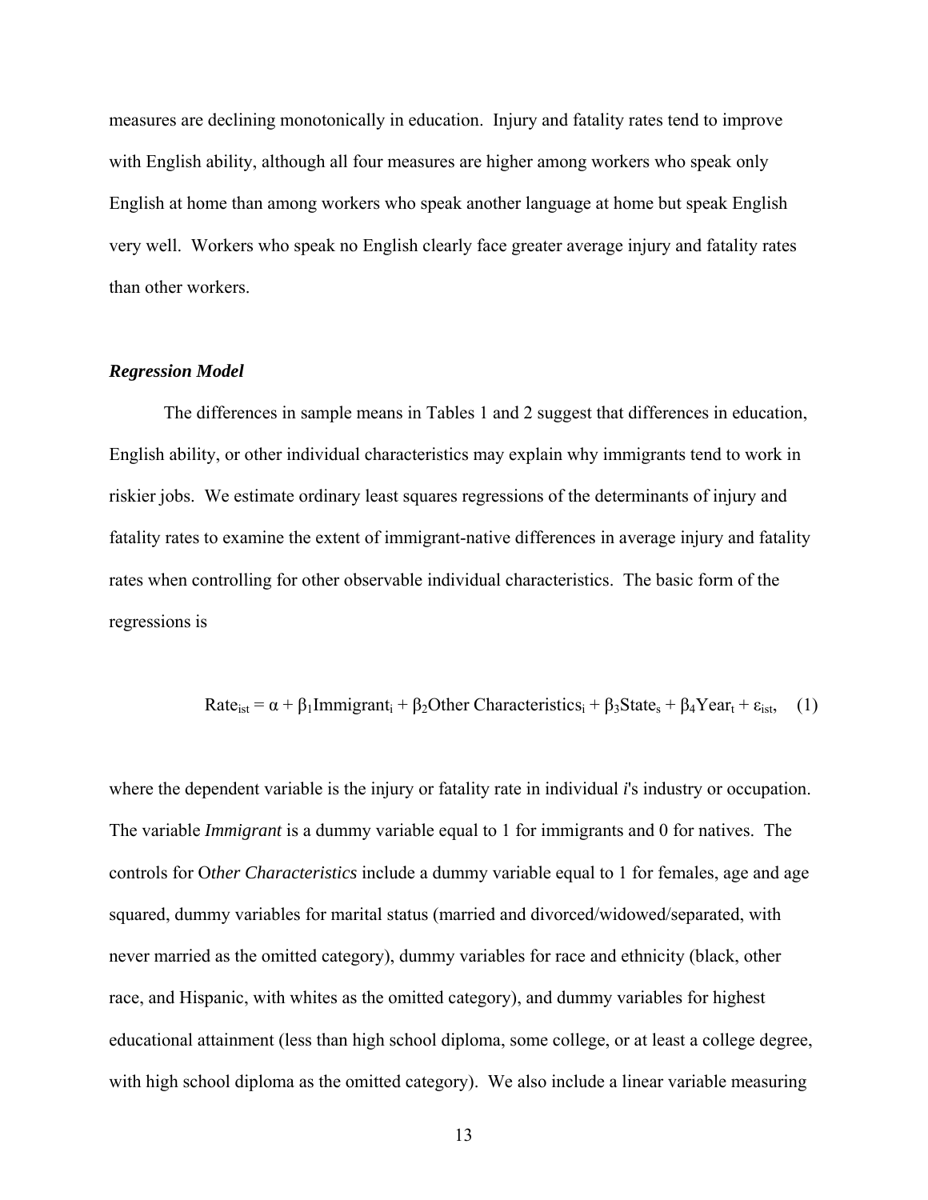measures are declining monotonically in education. Injury and fatality rates tend to improve with English ability, although all four measures are higher among workers who speak only English at home than among workers who speak another language at home but speak English very well. Workers who speak no English clearly face greater average injury and fatality rates than other workers.

### *Regression Model*

The differences in sample means in Tables 1 and 2 suggest that differences in education, English ability, or other individual characteristics may explain why immigrants tend to work in riskier jobs. We estimate ordinary least squares regressions of the determinants of injury and fatality rates to examine the extent of immigrant-native differences in average injury and fatality rates when controlling for other observable individual characteristics. The basic form of the regressions is

$$\text{Rate}_{ist} = \alpha + \beta_1 \text{Immigrant}_i + \beta_2 \text{Other Characteristics}_i + \beta_3 \text{State}_s + \beta_4 \text{Year}_t + \varepsilon_{ist}, \quad (1)$$

where the dependent variable is the injury or fatality rate in individual *i*'s industry or occupation. The variable *Immigrant* is a dummy variable equal to 1 for immigrants and 0 for natives. The controls for O*ther Characteristics* include a dummy variable equal to 1 for females, age and age squared, dummy variables for marital status (married and divorced/widowed/separated, with never married as the omitted category), dummy variables for race and ethnicity (black, other race, and Hispanic, with whites as the omitted category), and dummy variables for highest educational attainment (less than high school diploma, some college, or at least a college degree, with high school diploma as the omitted category). We also include a linear variable measuring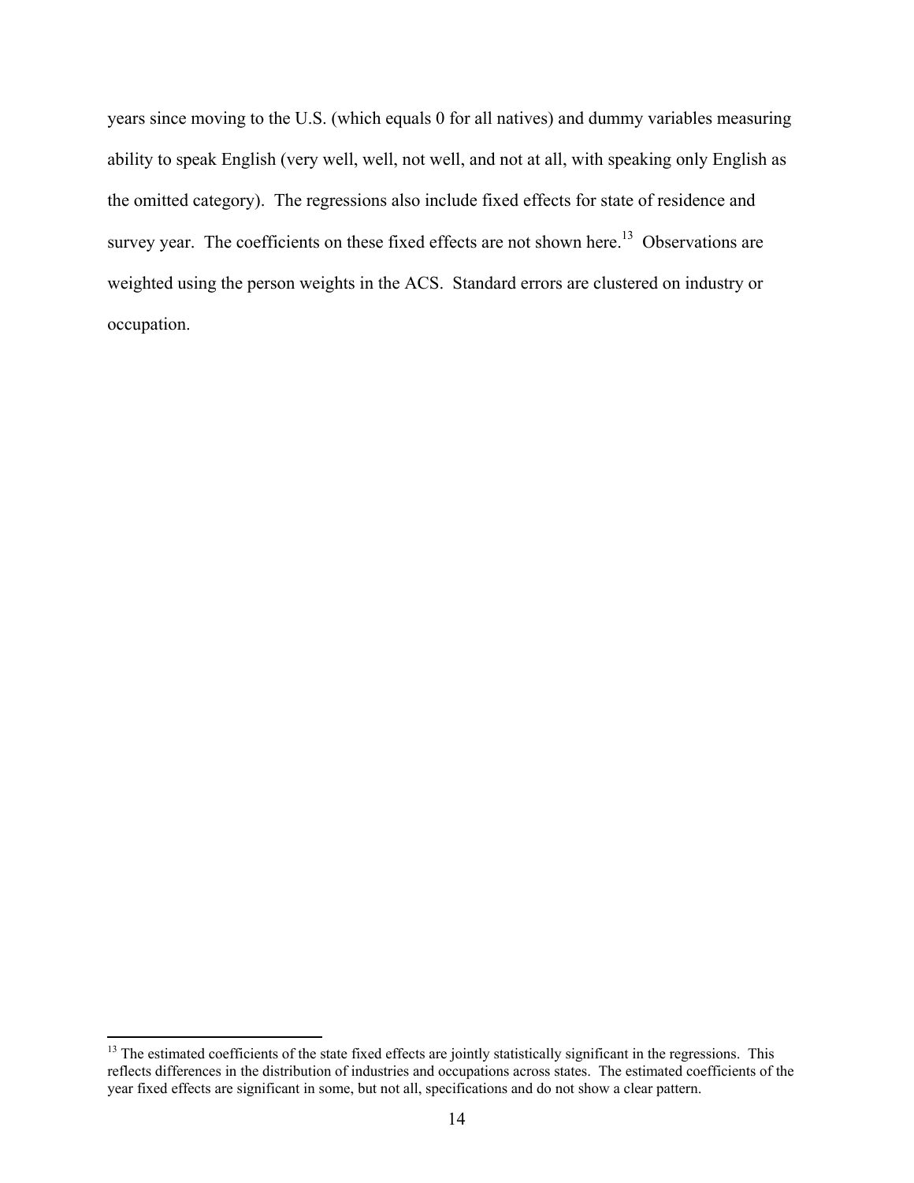years since moving to the U.S. (which equals 0 for all natives) and dummy variables measuring ability to speak English (very well, well, not well, and not at all, with speaking only English as the omitted category). The regressions also include fixed effects for state of residence and survey year. The coefficients on these fixed effects are not shown here.[13] Observations are weighted using the person weights in the ACS. Standard errors are clustered on industry or occupation.

[13] The estimated coefficients of the state fixed effects are jointly statistically significant in the regressions. This reflects differences in the distribution of industries and occupations across states. The estimated coefficients of the year fixed effects are significant in some, but not all, specifications and do not show a clear pattern.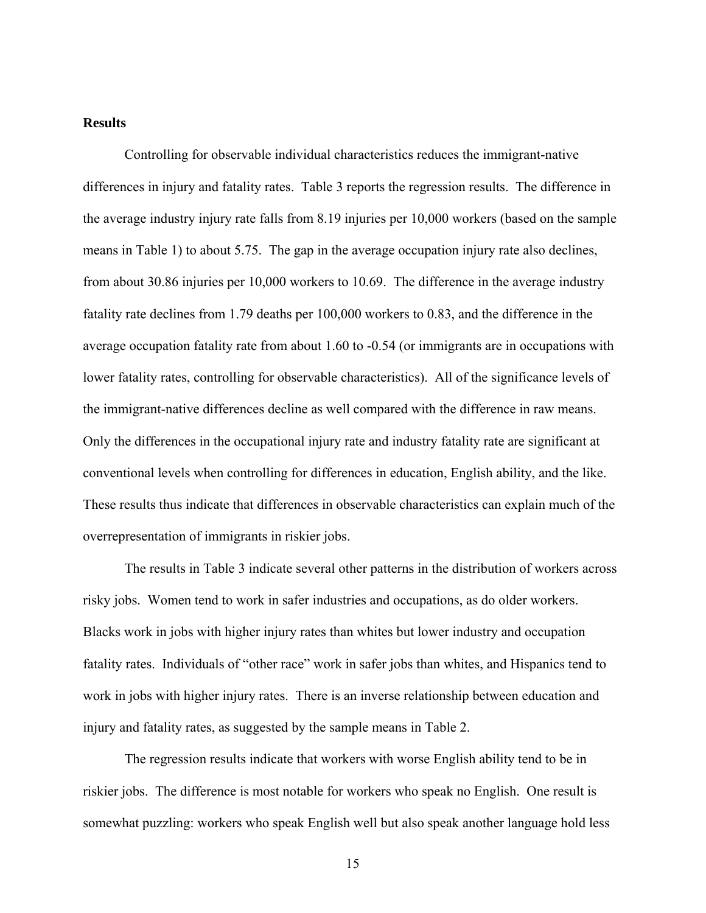**Results**

Controlling for observable individual characteristics reduces the immigrant-native differences in injury and fatality rates. Table 3 reports the regression results. The difference in the average industry injury rate falls from 8.19 injuries per 10,000 workers (based on the sample means in Table 1) to about 5.75. The gap in the average occupation injury rate also declines, from about 30.86 injuries per 10,000 workers to 10.69. The difference in the average industry fatality rate declines from 1.79 deaths per 100,000 workers to 0.83, and the difference in the average occupation fatality rate from about 1.60 to -0.54 (or immigrants are in occupations with lower fatality rates, controlling for observable characteristics). All of the significance levels of the immigrant-native differences decline as well compared with the difference in raw means. Only the differences in the occupational injury rate and industry fatality rate are significant at conventional levels when controlling for differences in education, English ability, and the like. These results thus indicate that differences in observable characteristics can explain much of the overrepresentation of immigrants in riskier jobs.

The results in Table 3 indicate several other patterns in the distribution of workers across risky jobs. Women tend to work in safer industries and occupations, as do older workers. Blacks work in jobs with higher injury rates than whites but lower industry and occupation fatality rates. Individuals of "other race" work in safer jobs than whites, and Hispanics tend to work in jobs with higher injury rates. There is an inverse relationship between education and injury and fatality rates, as suggested by the sample means in Table 2.

The regression results indicate that workers with worse English ability tend to be in riskier jobs. The difference is most notable for workers who speak no English. One result is somewhat puzzling: workers who speak English well but also speak another language hold less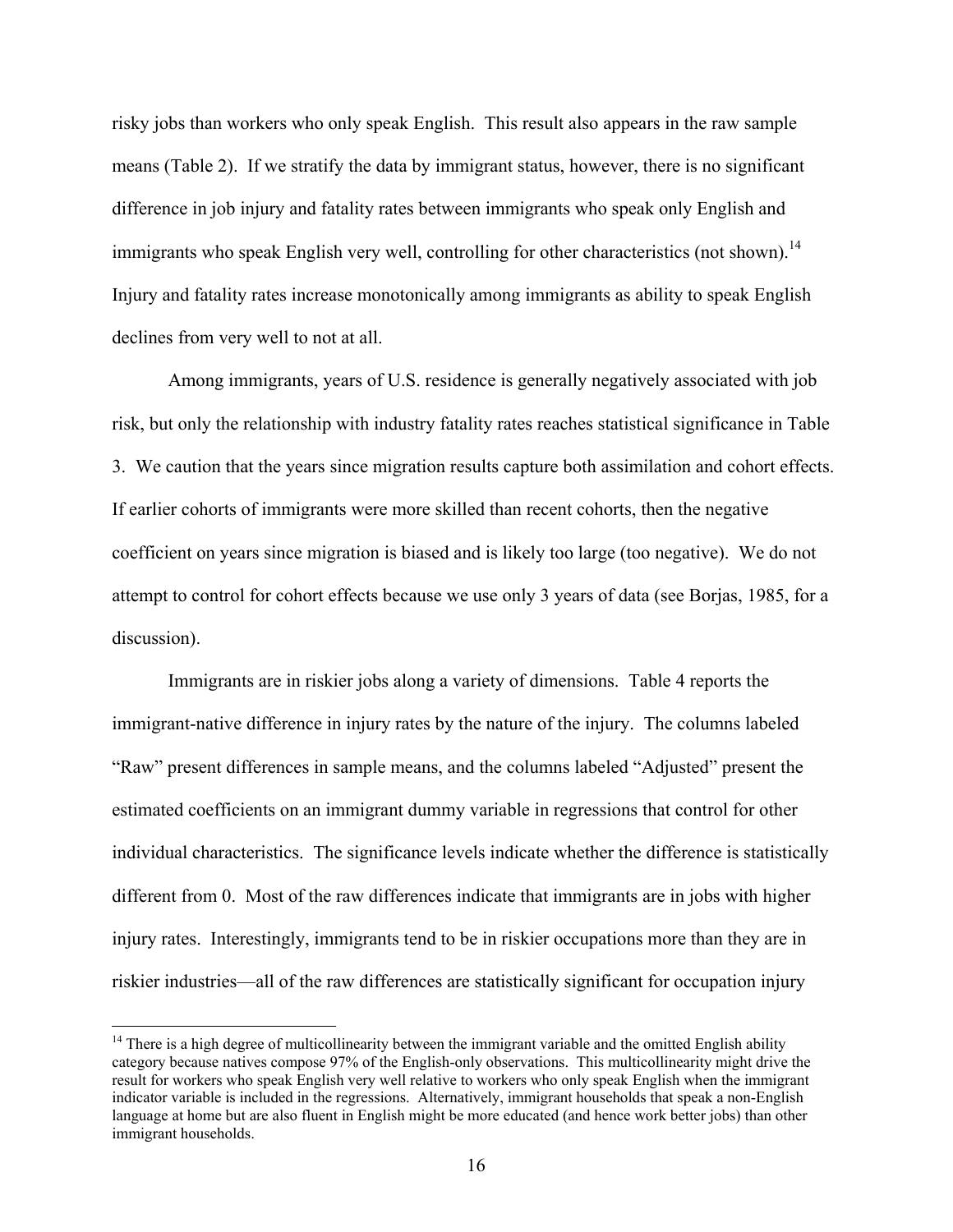risky jobs than workers who only speak English. This result also appears in the raw sample means (Table 2). If we stratify the data by immigrant status, however, there is no significant difference in job injury and fatality rates between immigrants who speak only English and immigrants who speak English very well, controlling for other characteristics (not shown).[14] Injury and fatality rates increase monotonically among immigrants as ability to speak English declines from very well to not at all.

Among immigrants, years of U.S. residence is generally negatively associated with job risk, but only the relationship with industry fatality rates reaches statistical significance in Table 3. We caution that the years since migration results capture both assimilation and cohort effects. If earlier cohorts of immigrants were more skilled than recent cohorts, then the negative coefficient on years since migration is biased and is likely too large (too negative). We do not attempt to control for cohort effects because we use only 3 years of data (see Borjas, 1985, for a discussion).

Immigrants are in riskier jobs along a variety of dimensions. Table 4 reports the immigrant-native difference in injury rates by the nature of the injury. The columns labeled "Raw" present differences in sample means, and the columns labeled "Adjusted" present the estimated coefficients on an immigrant dummy variable in regressions that control for other individual characteristics. The significance levels indicate whether the difference is statistically different from 0. Most of the raw differences indicate that immigrants are in jobs with higher injury rates. Interestingly, immigrants tend to be in riskier occupations more than they are in riskier industries—all of the raw differences are statistically significant for occupation injury

---

[14] There is a high degree of multicollinearity between the immigrant variable and the omitted English ability category because natives compose 97% of the English-only observations. This multicollinearity might drive the result for workers who speak English very well relative to workers who only speak English when the immigrant indicator variable is included in the regressions. Alternatively, immigrant households that speak a non-English language at home but are also fluent in English might be more educated (and hence work better jobs) than other immigrant households.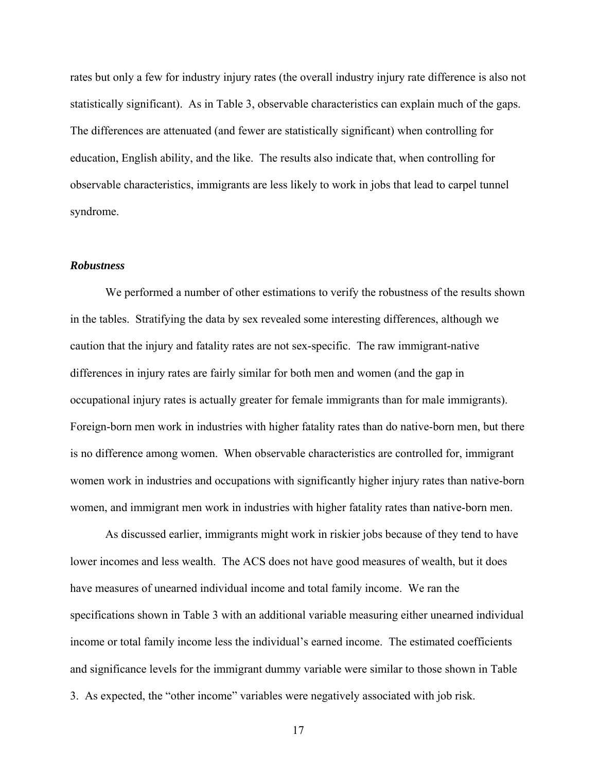rates but only a few for industry injury rates (the overall industry injury rate difference is also not statistically significant). As in Table 3, observable characteristics can explain much of the gaps. The differences are attenuated (and fewer are statistically significant) when controlling for education, English ability, and the like. The results also indicate that, when controlling for observable characteristics, immigrants are less likely to work in jobs that lead to carpel tunnel syndrome.

***Robustness***

We performed a number of other estimations to verify the robustness of the results shown in the tables. Stratifying the data by sex revealed some interesting differences, although we caution that the injury and fatality rates are not sex-specific. The raw immigrant-native differences in injury rates are fairly similar for both men and women (and the gap in occupational injury rates is actually greater for female immigrants than for male immigrants). Foreign-born men work in industries with higher fatality rates than do native-born men, but there is no difference among women. When observable characteristics are controlled for, immigrant women work in industries and occupations with significantly higher injury rates than native-born women, and immigrant men work in industries with higher fatality rates than native-born men.

As discussed earlier, immigrants might work in riskier jobs because of they tend to have lower incomes and less wealth. The ACS does not have good measures of wealth, but it does have measures of unearned individual income and total family income. We ran the specifications shown in Table 3 with an additional variable measuring either unearned individual income or total family income less the individual's earned income. The estimated coefficients and significance levels for the immigrant dummy variable were similar to those shown in Table 3. As expected, the "other income" variables were negatively associated with job risk.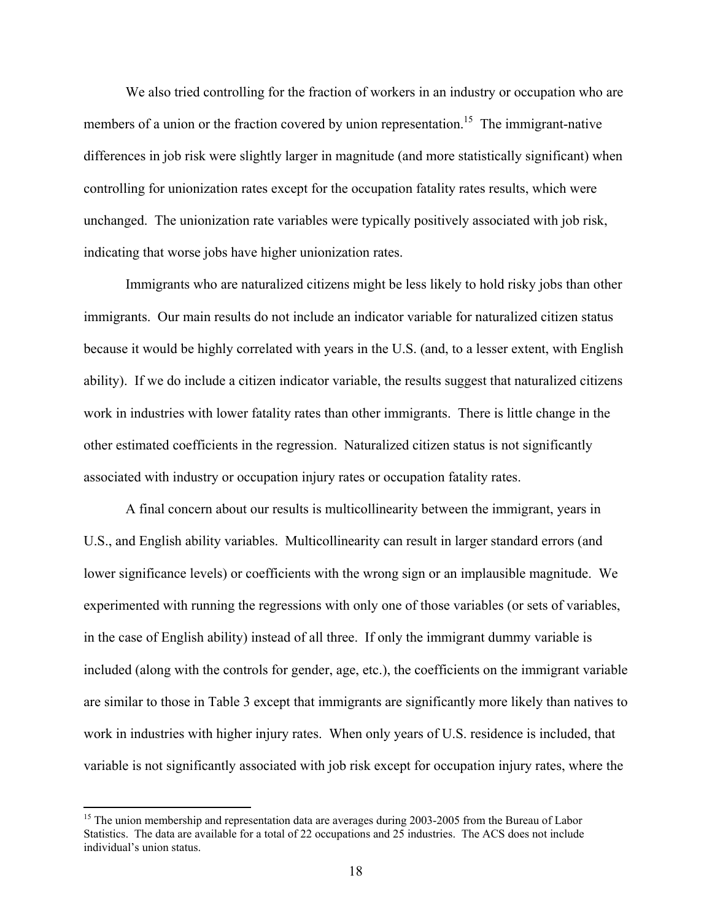We also tried controlling for the fraction of workers in an industry or occupation who are members of a union or the fraction covered by union representation.[15] The immigrant-native differences in job risk were slightly larger in magnitude (and more statistically significant) when controlling for unionization rates except for the occupation fatality rates results, which were unchanged. The unionization rate variables were typically positively associated with job risk, indicating that worse jobs have higher unionization rates.

Immigrants who are naturalized citizens might be less likely to hold risky jobs than other immigrants. Our main results do not include an indicator variable for naturalized citizen status because it would be highly correlated with years in the U.S. (and, to a lesser extent, with English ability). If we do include a citizen indicator variable, the results suggest that naturalized citizens work in industries with lower fatality rates than other immigrants. There is little change in the other estimated coefficients in the regression. Naturalized citizen status is not significantly associated with industry or occupation injury rates or occupation fatality rates.

A final concern about our results is multicollinearity between the immigrant, years in U.S., and English ability variables. Multicollinearity can result in larger standard errors (and lower significance levels) or coefficients with the wrong sign or an implausible magnitude. We experimented with running the regressions with only one of those variables (or sets of variables, in the case of English ability) instead of all three. If only the immigrant dummy variable is included (along with the controls for gender, age, etc.), the coefficients on the immigrant variable are similar to those in Table 3 except that immigrants are significantly more likely than natives to work in industries with higher injury rates. When only years of U.S. residence is included, that variable is not significantly associated with job risk except for occupation injury rates, where the

[15] The union membership and representation data are averages during 2003-2005 from the Bureau of Labor Statistics. The data are available for a total of 22 occupations and 25 industries. The ACS does not include individual's union status.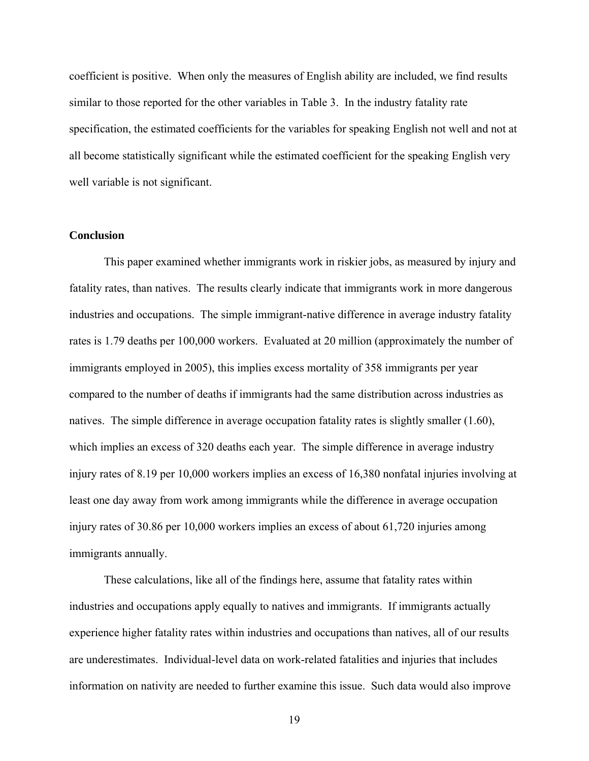coefficient is positive. When only the measures of English ability are included, we find results similar to those reported for the other variables in Table 3. In the industry fatality rate specification, the estimated coefficients for the variables for speaking English not well and not at all become statistically significant while the estimated coefficient for the speaking English very well variable is not significant.

## Conclusion

This paper examined whether immigrants work in riskier jobs, as measured by injury and fatality rates, than natives. The results clearly indicate that immigrants work in more dangerous industries and occupations. The simple immigrant-native difference in average industry fatality rates is 1.79 deaths per 100,000 workers. Evaluated at 20 million (approximately the number of immigrants employed in 2005), this implies excess mortality of 358 immigrants per year compared to the number of deaths if immigrants had the same distribution across industries as natives. The simple difference in average occupation fatality rates is slightly smaller (1.60), which implies an excess of 320 deaths each year. The simple difference in average industry injury rates of 8.19 per 10,000 workers implies an excess of 16,380 nonfatal injuries involving at least one day away from work among immigrants while the difference in average occupation injury rates of 30.86 per 10,000 workers implies an excess of about 61,720 injuries among immigrants annually.

These calculations, like all of the findings here, assume that fatality rates within industries and occupations apply equally to natives and immigrants. If immigrants actually experience higher fatality rates within industries and occupations than natives, all of our results are underestimates. Individual-level data on work-related fatalities and injuries that includes information on nativity are needed to further examine this issue. Such data would also improve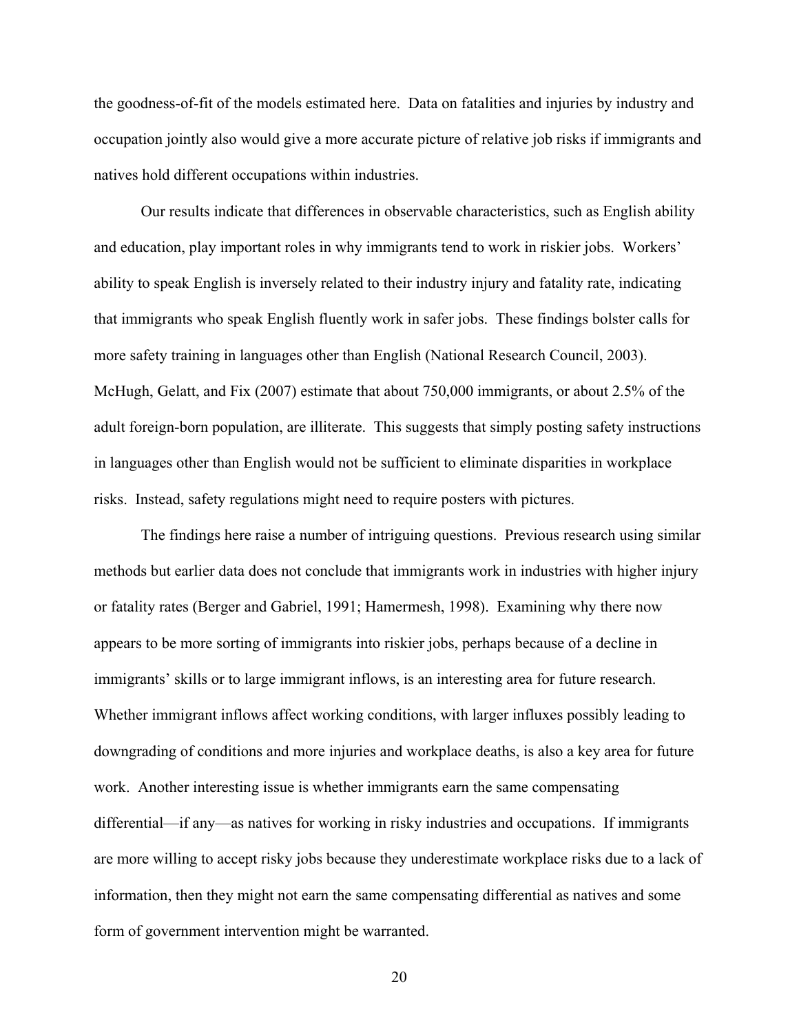the goodness-of-fit of the models estimated here. Data on fatalities and injuries by industry and occupation jointly also would give a more accurate picture of relative job risks if immigrants and natives hold different occupations within industries.

Our results indicate that differences in observable characteristics, such as English ability and education, play important roles in why immigrants tend to work in riskier jobs. Workers' ability to speak English is inversely related to their industry injury and fatality rate, indicating that immigrants who speak English fluently work in safer jobs. These findings bolster calls for more safety training in languages other than English (National Research Council, 2003). McHugh, Gelatt, and Fix (2007) estimate that about 750,000 immigrants, or about 2.5% of the adult foreign-born population, are illiterate. This suggests that simply posting safety instructions in languages other than English would not be sufficient to eliminate disparities in workplace risks. Instead, safety regulations might need to require posters with pictures.

The findings here raise a number of intriguing questions. Previous research using similar methods but earlier data does not conclude that immigrants work in industries with higher injury or fatality rates (Berger and Gabriel, 1991; Hamermesh, 1998). Examining why there now appears to be more sorting of immigrants into riskier jobs, perhaps because of a decline in immigrants' skills or to large immigrant inflows, is an interesting area for future research. Whether immigrant inflows affect working conditions, with larger influxes possibly leading to downgrading of conditions and more injuries and workplace deaths, is also a key area for future work. Another interesting issue is whether immigrants earn the same compensating differential—if any—as natives for working in risky industries and occupations. If immigrants are more willing to accept risky jobs because they underestimate workplace risks due to a lack of information, then they might not earn the same compensating differential as natives and some form of government intervention might be warranted.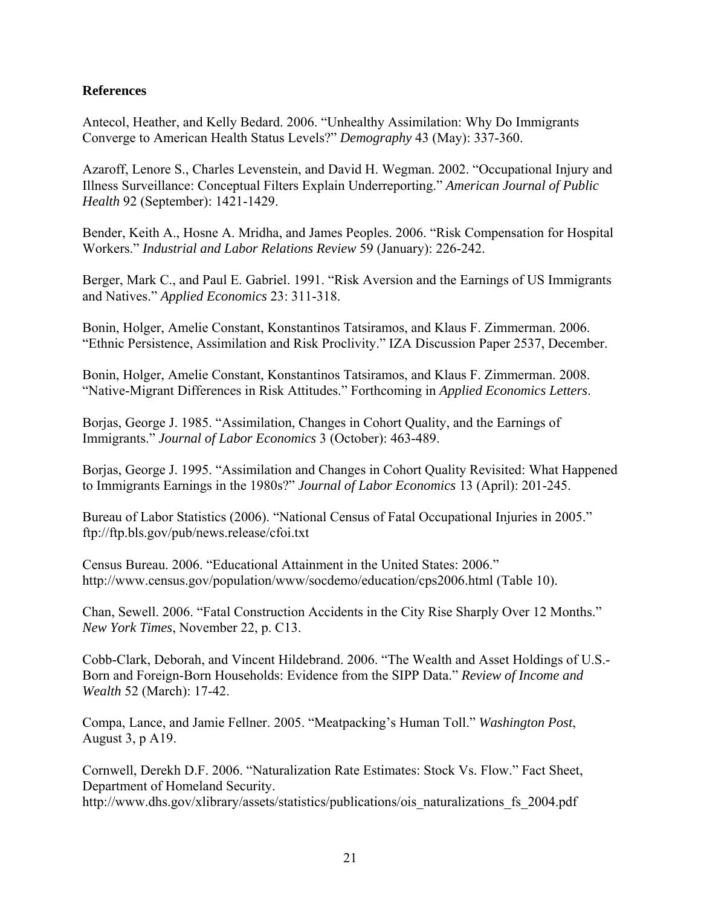**References**

Antecol, Heather, and Kelly Bedard. 2006. "Unhealthy Assimilation: Why Do Immigrants Converge to American Health Status Levels?" *Demography* 43 (May): 337-360.

Azaroff, Lenore S., Charles Levenstein, and David H. Wegman. 2002. "Occupational Injury and Illness Surveillance: Conceptual Filters Explain Underreporting." *American Journal of Public Health* 92 (September): 1421-1429.

Bender, Keith A., Hosne A. Mridha, and James Peoples. 2006. "Risk Compensation for Hospital Workers." *Industrial and Labor Relations Review* 59 (January): 226-242.

Berger, Mark C., and Paul E. Gabriel. 1991. "Risk Aversion and the Earnings of US Immigrants and Natives." *Applied Economics* 23: 311-318.

Bonin, Holger, Amelie Constant, Konstantinos Tatsiramos, and Klaus F. Zimmerman. 2006. "Ethnic Persistence, Assimilation and Risk Proclivity." IZA Discussion Paper 2537, December.

Bonin, Holger, Amelie Constant, Konstantinos Tatsiramos, and Klaus F. Zimmerman. 2008. "Native-Migrant Differences in Risk Attitudes." Forthcoming in *Applied Economics Letters*.

Borjas, George J. 1985. "Assimilation, Changes in Cohort Quality, and the Earnings of Immigrants." *Journal of Labor Economics* 3 (October): 463-489.

Borjas, George J. 1995. "Assimilation and Changes in Cohort Quality Revisited: What Happened to Immigrants Earnings in the 1980s?" *Journal of Labor Economics* 13 (April): 201-245.

Bureau of Labor Statistics (2006). "National Census of Fatal Occupational Injuries in 2005." ftp://ftp.bls.gov/pub/news.release/cfoi.txt

Census Bureau. 2006. "Educational Attainment in the United States: 2006." http://www.census.gov/population/www/socdemo/education/cps2006.html (Table 10).

Chan, Sewell. 2006. "Fatal Construction Accidents in the City Rise Sharply Over 12 Months." *New York Times*, November 22, p. C13.

Cobb-Clark, Deborah, and Vincent Hildebrand. 2006. "The Wealth and Asset Holdings of U.S.-Born and Foreign-Born Households: Evidence from the SIPP Data." *Review of Income and Wealth* 52 (March): 17-42.

Compa, Lance, and Jamie Fellner. 2005. "Meatpacking's Human Toll." *Washington Post*, August 3, p A19.

Cornwell, Derekh D.F. 2006. "Naturalization Rate Estimates: Stock Vs. Flow." Fact Sheet, Department of Homeland Security. http://www.dhs.gov/xlibrary/assets/statistics/publications/ois_naturalizations_fs_2004.pdf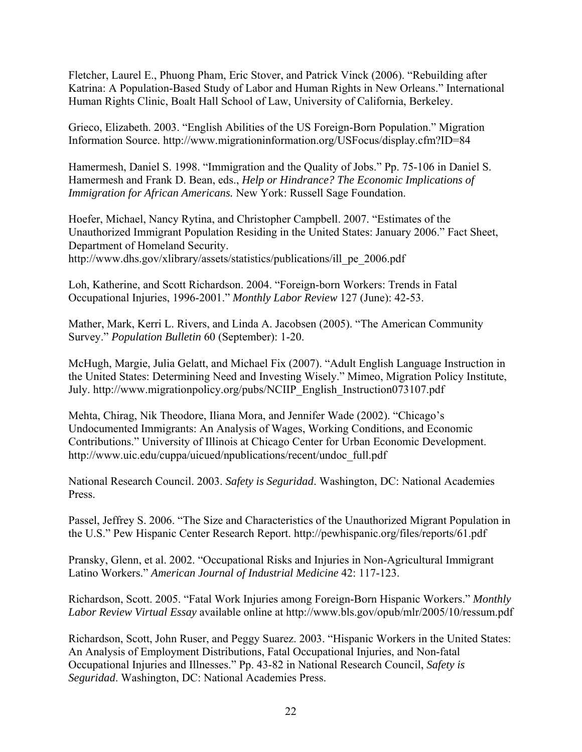Fletcher, Laurel E., Phuong Pham, Eric Stover, and Patrick Vinck (2006). "Rebuilding after Katrina: A Population-Based Study of Labor and Human Rights in New Orleans." International Human Rights Clinic, Boalt Hall School of Law, University of California, Berkeley.

Grieco, Elizabeth. 2003. "English Abilities of the US Foreign-Born Population." Migration Information Source. http://www.migrationinformation.org/USFocus/display.cfm?ID=84

Hamermesh, Daniel S. 1998. "Immigration and the Quality of Jobs." Pp. 75-106 in Daniel S. Hamermesh and Frank D. Bean, eds., *Help or Hindrance? The Economic Implications of Immigration for African Americans.* New York: Russell Sage Foundation.

Hoefer, Michael, Nancy Rytina, and Christopher Campbell. 2007. "Estimates of the Unauthorized Immigrant Population Residing in the United States: January 2006." Fact Sheet, Department of Homeland Security. http://www.dhs.gov/xlibrary/assets/statistics/publications/ill_pe_2006.pdf

Loh, Katherine, and Scott Richardson. 2004. "Foreign-born Workers: Trends in Fatal Occupational Injuries, 1996-2001." *Monthly Labor Review* 127 (June): 42-53.

Mather, Mark, Kerri L. Rivers, and Linda A. Jacobsen (2005). "The American Community Survey." *Population Bulletin* 60 (September): 1-20.

McHugh, Margie, Julia Gelatt, and Michael Fix (2007). "Adult English Language Instruction in the United States: Determining Need and Investing Wisely." Mimeo, Migration Policy Institute, July. http://www.migrationpolicy.org/pubs/NCIIP_English_Instruction073107.pdf

Mehta, Chirag, Nik Theodore, Iliana Mora, and Jennifer Wade (2002). "Chicago's Undocumented Immigrants: An Analysis of Wages, Working Conditions, and Economic Contributions." University of Illinois at Chicago Center for Urban Economic Development. http://www.uic.edu/cuppa/uicued/npublications/recent/undoc_full.pdf

National Research Council. 2003. *Safety is Seguridad*. Washington, DC: National Academies Press.

Passel, Jeffrey S. 2006. "The Size and Characteristics of the Unauthorized Migrant Population in the U.S." Pew Hispanic Center Research Report. http://pewhispanic.org/files/reports/61.pdf

Pransky, Glenn, et al. 2002. "Occupational Risks and Injuries in Non-Agricultural Immigrant Latino Workers." *American Journal of Industrial Medicine* 42: 117-123.

Richardson, Scott. 2005. "Fatal Work Injuries among Foreign-Born Hispanic Workers." *Monthly Labor Review Virtual Essay* available online at http://www.bls.gov/opub/mlr/2005/10/ressum.pdf

Richardson, Scott, John Ruser, and Peggy Suarez. 2003. "Hispanic Workers in the United States: An Analysis of Employment Distributions, Fatal Occupational Injuries, and Non-fatal Occupational Injuries and Illnesses." Pp. 43-82 in National Research Council, *Safety is Seguridad*. Washington, DC: National Academies Press.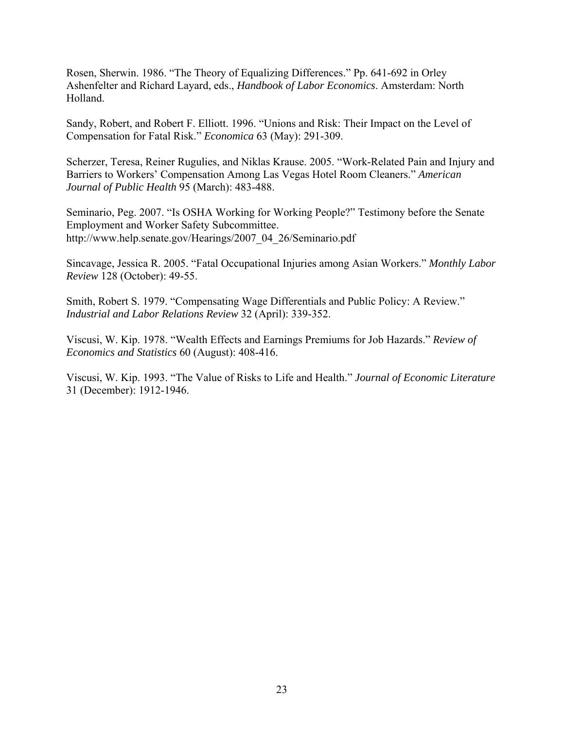Rosen, Sherwin. 1986. "The Theory of Equalizing Differences." Pp. 641-692 in Orley Ashenfelter and Richard Layard, eds., *Handbook of Labor Economics*. Amsterdam: North Holland.

Sandy, Robert, and Robert F. Elliott. 1996. "Unions and Risk: Their Impact on the Level of Compensation for Fatal Risk." *Economica* 63 (May): 291-309.

Scherzer, Teresa, Reiner Rugulies, and Niklas Krause. 2005. "Work-Related Pain and Injury and Barriers to Workers' Compensation Among Las Vegas Hotel Room Cleaners." *American Journal of Public Health* 95 (March): 483-488.

Seminario, Peg. 2007. "Is OSHA Working for Working People?" Testimony before the Senate Employment and Worker Safety Subcommittee. http://www.help.senate.gov/Hearings/2007_04_26/Seminario.pdf

Sincavage, Jessica R. 2005. "Fatal Occupational Injuries among Asian Workers." *Monthly Labor Review* 128 (October): 49-55.

Smith, Robert S. 1979. "Compensating Wage Differentials and Public Policy: A Review." *Industrial and Labor Relations Review* 32 (April): 339-352.

Viscusi, W. Kip. 1978. "Wealth Effects and Earnings Premiums for Job Hazards." *Review of Economics and Statistics* 60 (August): 408-416.

Viscusi, W. Kip. 1993. "The Value of Risks to Life and Health." *Journal of Economic Literature* 31 (December): 1912-1946.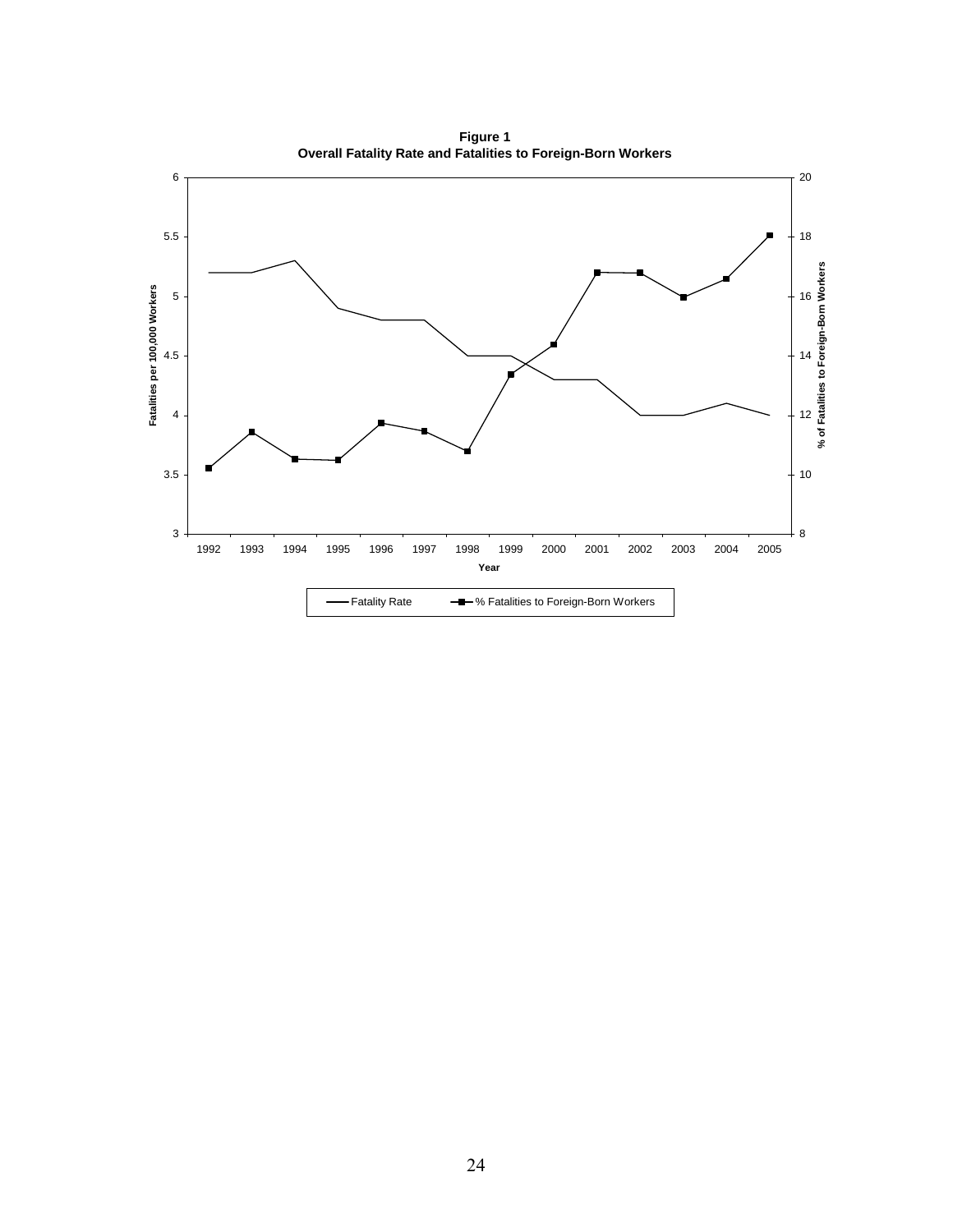**Figure 1**
**Overall Fatality Rate and Fatalities to Foreign-Born Workers**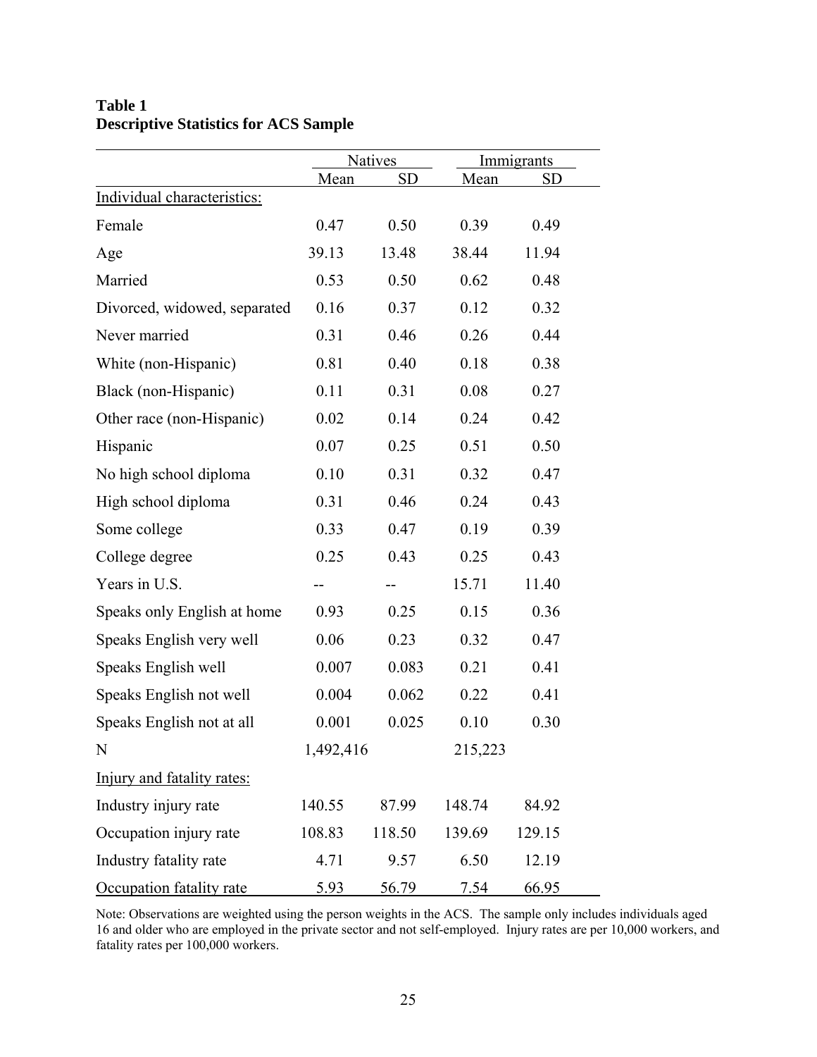**Table 1**
**Descriptive Statistics for ACS Sample**

| | Natives | | Immigrants | |
|---|---|---|---|---|
| | Mean | SD | Mean | SD |
| Individual characteristics: | | | | |
| Female | 0.47 | 0.50 | 0.39 | 0.49 |
| Age | 39.13 | 13.48 | 38.44 | 11.94 |
| Married | 0.53 | 0.50 | 0.62 | 0.48 |
| Divorced, widowed, separated | 0.16 | 0.37 | 0.12 | 0.32 |
| Never married | 0.31 | 0.46 | 0.26 | 0.44 |
| White (non-Hispanic) | 0.81 | 0.40 | 0.18 | 0.38 |
| Black (non-Hispanic) | 0.11 | 0.31 | 0.08 | 0.27 |
| Other race (non-Hispanic) | 0.02 | 0.14 | 0.24 | 0.42 |
| Hispanic | 0.07 | 0.25 | 0.51 | 0.50 |
| No high school diploma | 0.10 | 0.31 | 0.32 | 0.47 |
| High school diploma | 0.31 | 0.46 | 0.24 | 0.43 |
| Some college | 0.33 | 0.47 | 0.19 | 0.39 |
| College degree | 0.25 | 0.43 | 0.25 | 0.43 |
| Years in U.S. | -- | -- | 15.71 | 11.40 |
| Speaks only English at home | 0.93 | 0.25 | 0.15 | 0.36 |
| Speaks English very well | 0.06 | 0.23 | 0.32 | 0.47 |
| Speaks English well | 0.007 | 0.083 | 0.21 | 0.41 |
| Speaks English not well | 0.004 | 0.062 | 0.22 | 0.41 |
| Speaks English not at all | 0.001 | 0.025 | 0.10 | 0.30 |
| N | 1,492,416 | | 215,223 | |
| Injury and fatality rates: | | | | |
| Industry injury rate | 140.55 | 87.99 | 148.74 | 84.92 |
| Occupation injury rate | 108.83 | 118.50 | 139.69 | 129.15 |
| Industry fatality rate | 4.71 | 9.57 | 6.50 | 12.19 |
| Occupation fatality rate | 5.93 | 56.79 | 7.54 | 66.95 |

Note: Observations are weighted using the person weights in the ACS. The sample only includes individuals aged 16 and older who are employed in the private sector and not self-employed. Injury rates are per 10,000 workers, and fatality rates per 100,000 workers.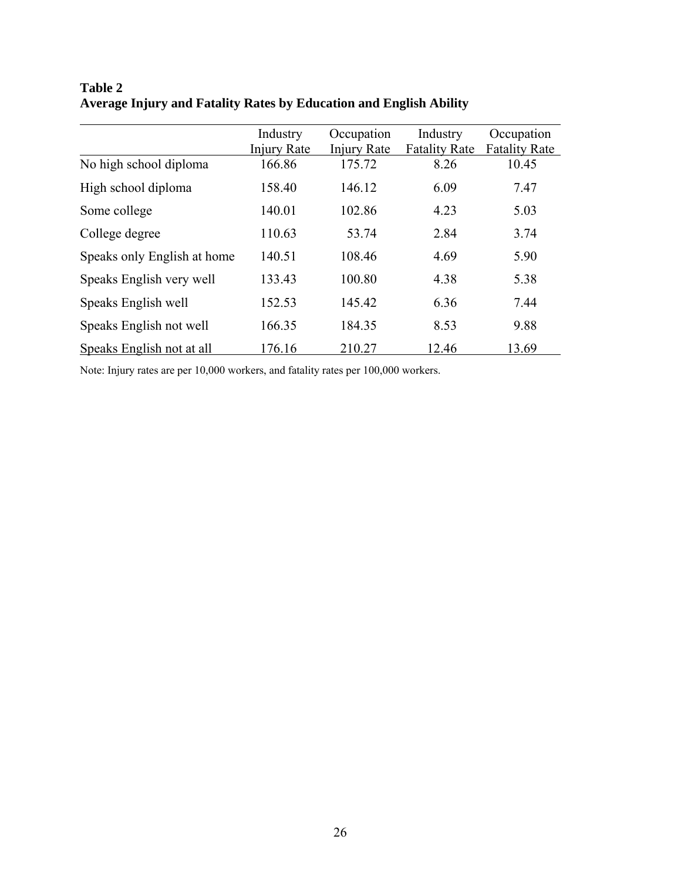**Table 2**
**Average Injury and Fatality Rates by Education and English Ability**

| | Industry Injury Rate | Occupation Injury Rate | Industry Fatality Rate | Occupation Fatality Rate |
|---|---|---|---|---|
| No high school diploma | 166.86 | 175.72 | 8.26 | 10.45 |
| High school diploma | 158.40 | 146.12 | 6.09 | 7.47 |
| Some college | 140.01 | 102.86 | 4.23 | 5.03 |
| College degree | 110.63 | 53.74 | 2.84 | 3.74 |
| Speaks only English at home | 140.51 | 108.46 | 4.69 | 5.90 |
| Speaks English very well | 133.43 | 100.80 | 4.38 | 5.38 |
| Speaks English well | 152.53 | 145.42 | 6.36 | 7.44 |
| Speaks English not well | 166.35 | 184.35 | 8.53 | 9.88 |
| Speaks English not at all | 176.16 | 210.27 | 12.46 | 13.69 |

Note: Injury rates are per 10,000 workers, and fatality rates per 100,000 workers.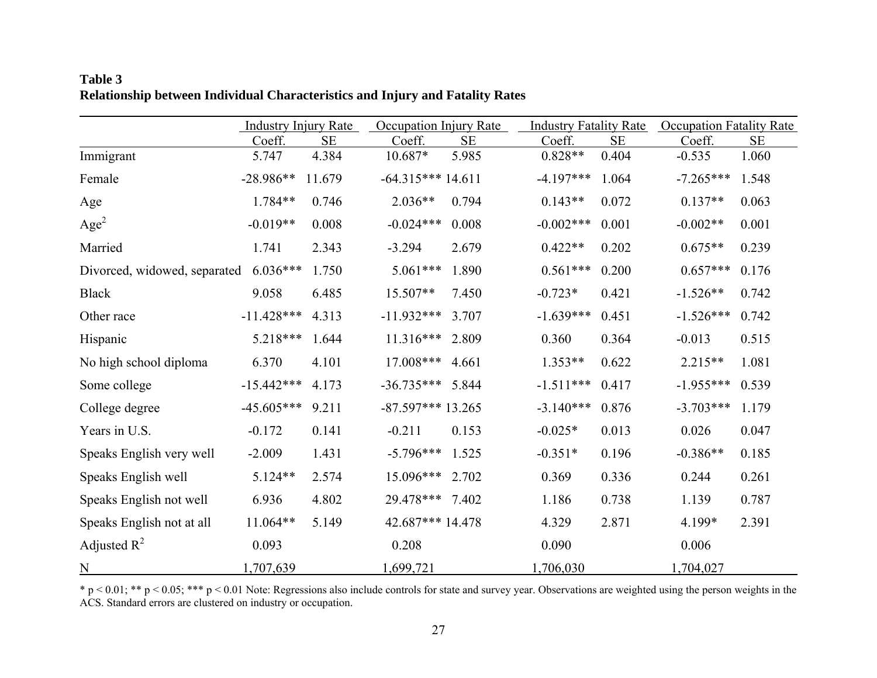**Table 3**
**Relationship between Individual Characteristics and Injury and Fatality Rates**

| | Industry Injury Rate | | Occupation Injury Rate | | Industry Fatality Rate | | Occupation Fatality Rate | |
|---|---|---|---|---|---|---|---|---|
| | Coeff. | SE | Coeff. | SE | Coeff. | SE | Coeff. | SE |
| Immigrant | 5.747 | 4.384 | 10.687* | 5.985 | 0.828** | 0.404 | -0.535 | 1.060 |
| Female | -28.986** | 11.679 | -64.315*** | 14.611 | -4.197*** | 1.064 | -7.265*** | 1.548 |
| Age | 1.784** | 0.746 | 2.036** | 0.794 | 0.143** | 0.072 | 0.137** | 0.063 |
| $Age^2$ | -0.019** | 0.008 | -0.024*** | 0.008 | -0.002*** | 0.001 | -0.002** | 0.001 |
| Married | 1.741 | 2.343 | -3.294 | 2.679 | 0.422** | 0.202 | 0.675** | 0.239 |
| Divorced, widowed, separated | 6.036*** | 1.750 | 5.061*** | 1.890 | 0.561*** | 0.200 | 0.657*** | 0.176 |
| Black | 9.058 | 6.485 | 15.507** | 7.450 | -0.723* | 0.421 | -1.526** | 0.742 |
| Other race | -11.428*** | 4.313 | -11.932*** | 3.707 | -1.639*** | 0.451 | -1.526*** | 0.742 |
| Hispanic | 5.218*** | 1.644 | 11.316*** | 2.809 | 0.360 | 0.364 | -0.013 | 0.515 |
| No high school diploma | 6.370 | 4.101 | 17.008*** | 4.661 | 1.353** | 0.622 | 2.215** | 1.081 |
| Some college | -15.442*** | 4.173 | -36.735*** | 5.844 | -1.511*** | 0.417 | -1.955*** | 0.539 |
| College degree | -45.605*** | 9.211 | -87.597*** | 13.265 | -3.140*** | 0.876 | -3.703*** | 1.179 |
| Years in U.S. | -0.172 | 0.141 | -0.211 | 0.153 | -0.025* | 0.013 | 0.026 | 0.047 |
| Speaks English very well | -2.009 | 1.431 | -5.796*** | 1.525 | -0.351* | 0.196 | -0.386** | 0.185 |
| Speaks English well | 5.124** | 2.574 | 15.096*** | 2.702 | 0.369 | 0.336 | 0.244 | 0.261 |
| Speaks English not well | 6.936 | 4.802 | 29.478*** | 7.402 | 1.186 | 0.738 | 1.139 | 0.787 |
| Speaks English not at all | 11.064** | 5.149 | 42.687*** | 14.478 | 4.329 | 2.871 | 4.199* | 2.391 |
| Adjusted $R^2$ | 0.093 | | 0.208 | | 0.090 | | 0.006 | |
| N | 1,707,639 | | 1,699,721 | | 1,706,030 | | 1,704,027 | |

* $p < 0.01$; ** $p < 0.05$; *** $p < 0.01$ Note: Regressions also include controls for state and survey year. Observations are weighted using the person weights in the ACS. Standard errors are clustered on industry or occupation.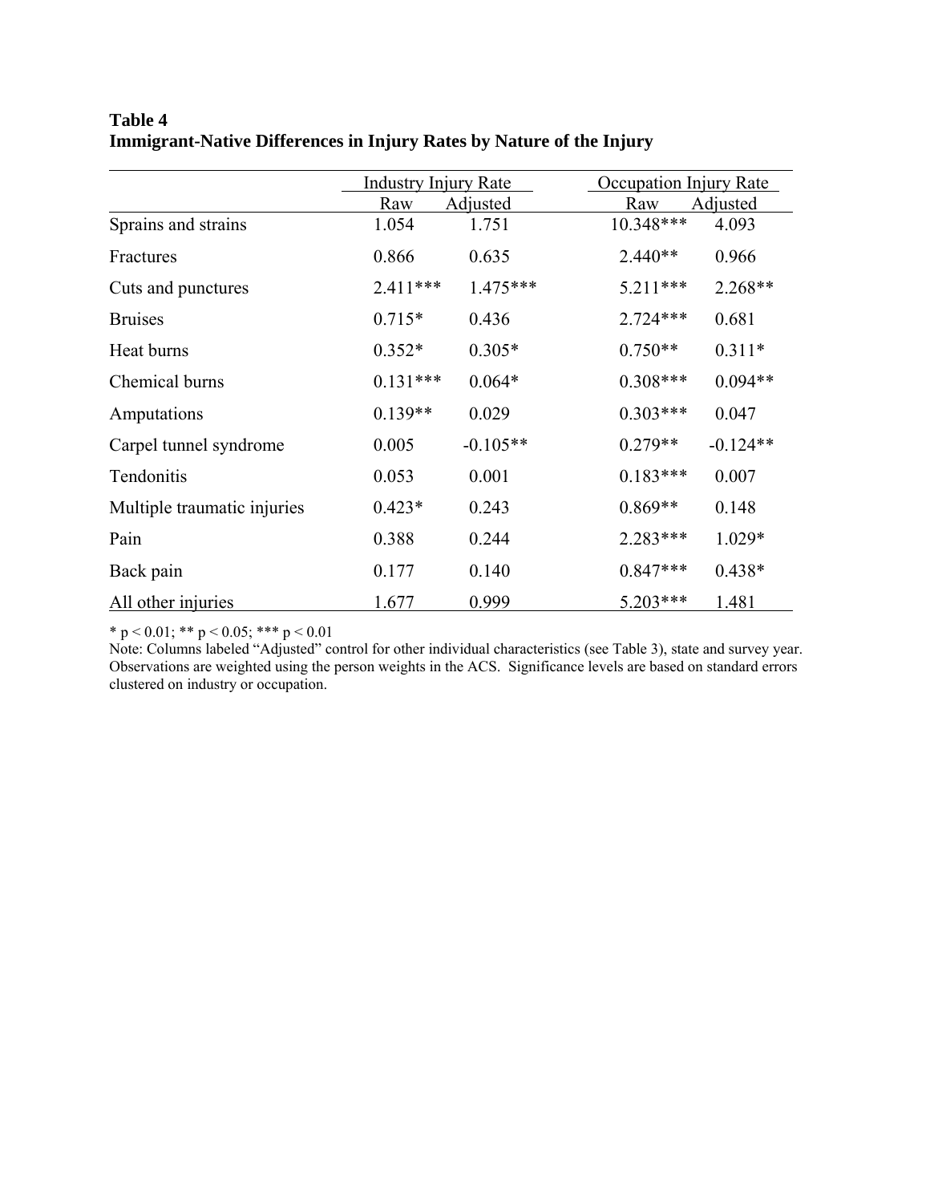**Table 4**
**Immigrant-Native Differences in Injury Rates by Nature of the Injury**

| | Industry Injury Rate | | Occupation Injury Rate | |
|---|---|---|---|---|
| | Raw | Adjusted | Raw | Adjusted |
| Sprains and strains | 1.054 | 1.751 | 10.348*** | 4.093 |
| Fractures | 0.866 | 0.635 | 2.440** | 0.966 |
| Cuts and punctures | 2.411*** | 1.475*** | 5.211*** | 2.268** |
| Bruises | 0.715* | 0.436 | 2.724*** | 0.681 |
| Heat burns | 0.352* | 0.305* | 0.750** | 0.311* |
| Chemical burns | 0.131*** | 0.064* | 0.308*** | 0.094** |
| Amputations | 0.139** | 0.029 | 0.303*** | 0.047 |
| Carpel tunnel syndrome | 0.005 | -0.105** | 0.279** | -0.124** |
| Tendonitis | 0.053 | 0.001 | 0.183*** | 0.007 |
| Multiple traumatic injuries | 0.423* | 0.243 | 0.869** | 0.148 |
| Pain | 0.388 | 0.244 | 2.283*** | 1.029* |
| Back pain | 0.177 | 0.140 | 0.847*** | 0.438* |
| All other injuries | 1.677 | 0.999 | 5.203*** | 1.481 |

* $p < 0.01$; ** $p < 0.05$; *** $p < 0.01$

Note: Columns labeled "Adjusted" control for other individual characteristics (see Table 3), state and survey year. Observations are weighted using the person weights in the ACS. Significance levels are based on standard errors clustered on industry or occupation.